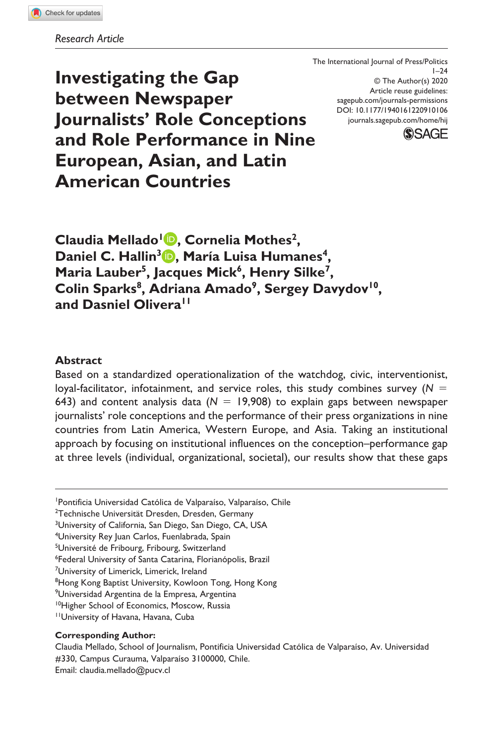*Research Article*

The International Journal of Press/Politics
1–24
© The Author(s) 2020
Article reuse guidelines:
sagepub.com/journals-permissions
DOI: 10.1177/1940161220910106
journals.sagepub.com/home/hij

# Investigating the Gap between Newspaper Journalists' Role Conceptions and Role Performance in Nine European, Asian, and Latin American Countries

**Claudia Mellado[1], Cornelia Mothes[2], Daniel C. Hallin[3], María Luisa Humanes[4], Maria Lauber[5], Jacques Mick[6], Henry Silke[7], Colin Sparks[8], Adriana Amado[9], Sergey Davydov[10], and Dasniel Olivera[11]**

## Abstract

Based on a standardized operationalization of the watchdog, civic, interventionist, loyal-facilitator, infotainment, and service roles, this study combines survey ($N$ = 643) and content analysis data ($N$ = 19,908) to explain gaps between newspaper journalists' role conceptions and the performance of their press organizations in nine countries from Latin America, Western Europe, and Asia. Taking an institutional approach by focusing on institutional influences on the conception–performance gap at three levels (individual, organizational, societal), our results show that these gaps

---

[1]Pontificia Universidad Católica de Valparaíso, Valparaíso, Chile
[2]Technische Universität Dresden, Dresden, Germany
[3]University of California, San Diego, San Diego, CA, USA
[4]University Rey Juan Carlos, Fuenlabrada, Spain
[5]Université de Fribourg, Fribourg, Switzerland
[6]Federal University of Santa Catarina, Florianópolis, Brazil
[7]University of Limerick, Limerick, Ireland
[8]Hong Kong Baptist University, Kowloon Tong, Hong Kong
[9]Universidad Argentina de la Empresa, Argentina
[10]Higher School of Economics, Moscow, Russia
[11]University of Havana, Havana, Cuba

**Corresponding Author:**
Claudia Mellado, School of Journalism, Pontificia Universidad Católica de Valparaíso, Av. Universidad #330, Campus Curauma, Valparaíso 3100000, Chile.
Email: claudia.mellado@pucv.cl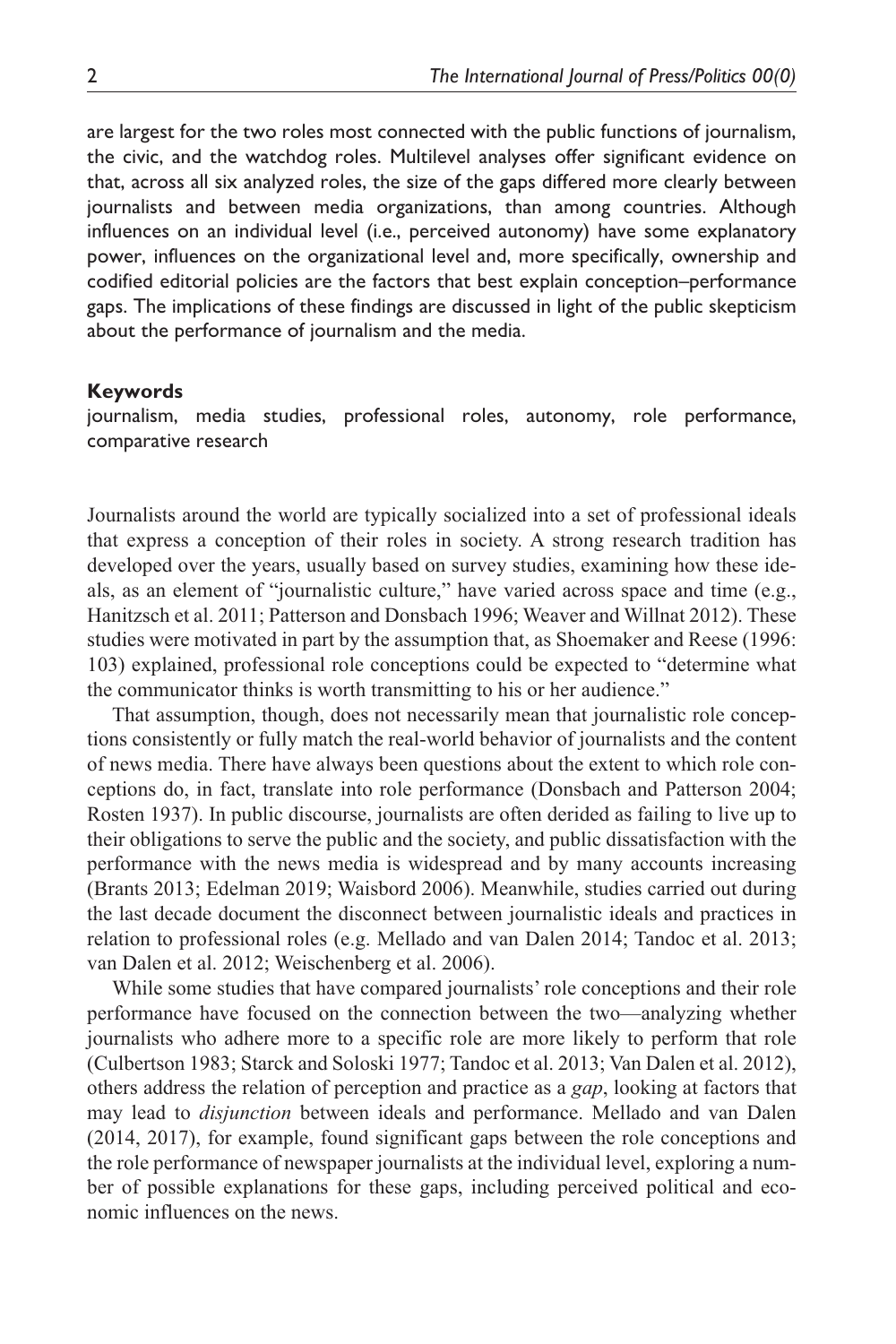are largest for the two roles most connected with the public functions of journalism, the civic, and the watchdog roles. Multilevel analyses offer significant evidence on that, across all six analyzed roles, the size of the gaps differed more clearly between journalists and between media organizations, than among countries. Although influences on an individual level (i.e., perceived autonomy) have some explanatory power, influences on the organizational level and, more specifically, ownership and codified editorial policies are the factors that best explain conception–performance gaps. The implications of these findings are discussed in light of the public skepticism about the performance of journalism and the media.

#### Keywords

journalism, media studies, professional roles, autonomy, role performance, comparative research

Journalists around the world are typically socialized into a set of professional ideals that express a conception of their roles in society. A strong research tradition has developed over the years, usually based on survey studies, examining how these ideals, as an element of "journalistic culture," have varied across space and time (e.g., Hanitzsch et al. 2011; Patterson and Donsbach 1996; Weaver and Willnat 2012). These studies were motivated in part by the assumption that, as Shoemaker and Reese (1996: 103) explained, professional role conceptions could be expected to "determine what the communicator thinks is worth transmitting to his or her audience."

That assumption, though, does not necessarily mean that journalistic role conceptions consistently or fully match the real-world behavior of journalists and the content of news media. There have always been questions about the extent to which role conceptions do, in fact, translate into role performance (Donsbach and Patterson 2004; Rosten 1937). In public discourse, journalists are often derided as failing to live up to their obligations to serve the public and the society, and public dissatisfaction with the performance with the news media is widespread and by many accounts increasing (Brants 2013; Edelman 2019; Waisbord 2006). Meanwhile, studies carried out during the last decade document the disconnect between journalistic ideals and practices in relation to professional roles (e.g. Mellado and van Dalen 2014; Tandoc et al. 2013; van Dalen et al. 2012; Weischenberg et al. 2006).

While some studies that have compared journalists' role conceptions and their role performance have focused on the connection between the two—analyzing whether journalists who adhere more to a specific role are more likely to perform that role (Culbertson 1983; Starck and Soloski 1977; Tandoc et al. 2013; Van Dalen et al. 2012), others address the relation of perception and practice as a *gap*, looking at factors that may lead to *disjunction* between ideals and performance. Mellado and van Dalen (2014, 2017), for example, found significant gaps between the role conceptions and the role performance of newspaper journalists at the individual level, exploring a number of possible explanations for these gaps, including perceived political and economic influences on the news.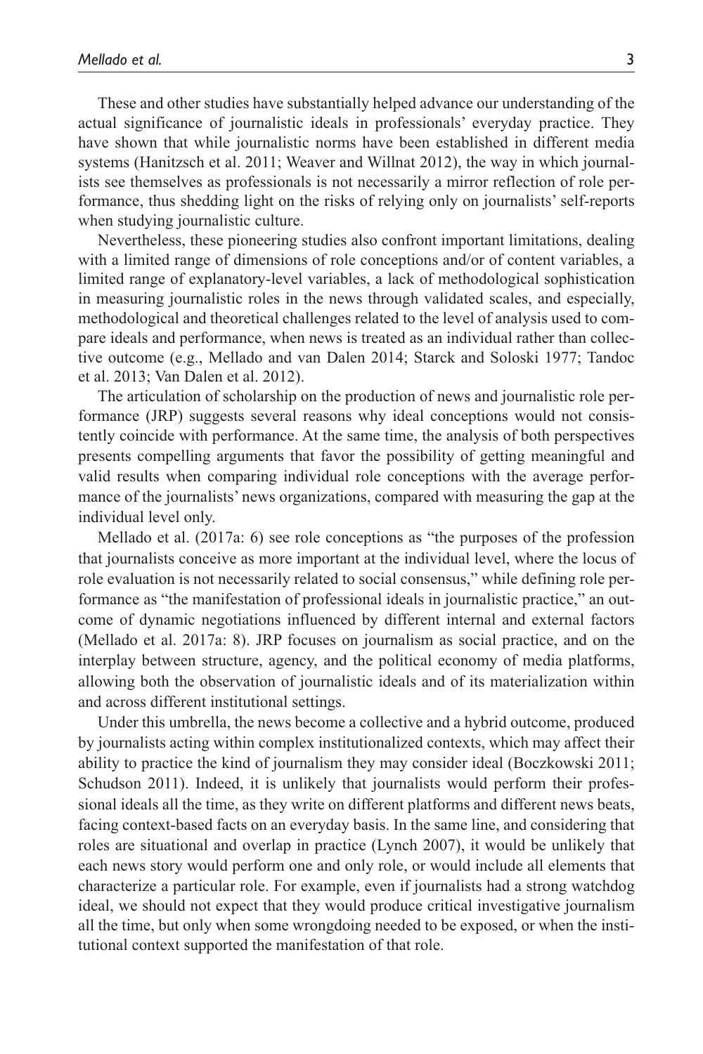These and other studies have substantially helped advance our understanding of the actual significance of journalistic ideals in professionals' everyday practice. They have shown that while journalistic norms have been established in different media systems (Hanitzsch et al. 2011; Weaver and Willnat 2012), the way in which journalists see themselves as professionals is not necessarily a mirror reflection of role performance, thus shedding light on the risks of relying only on journalists' self-reports when studying journalistic culture.

Nevertheless, these pioneering studies also confront important limitations, dealing with a limited range of dimensions of role conceptions and/or of content variables, a limited range of explanatory-level variables, a lack of methodological sophistication in measuring journalistic roles in the news through validated scales, and especially, methodological and theoretical challenges related to the level of analysis used to compare ideals and performance, when news is treated as an individual rather than collective outcome (e.g., Mellado and van Dalen 2014; Starck and Soloski 1977; Tandoc et al. 2013; Van Dalen et al. 2012).

The articulation of scholarship on the production of news and journalistic role performance (JRP) suggests several reasons why ideal conceptions would not consistently coincide with performance. At the same time, the analysis of both perspectives presents compelling arguments that favor the possibility of getting meaningful and valid results when comparing individual role conceptions with the average performance of the journalists' news organizations, compared with measuring the gap at the individual level only.

Mellado et al. (2017a: 6) see role conceptions as "the purposes of the profession that journalists conceive as more important at the individual level, where the locus of role evaluation is not necessarily related to social consensus," while defining role performance as "the manifestation of professional ideals in journalistic practice," an outcome of dynamic negotiations influenced by different internal and external factors (Mellado et al. 2017a: 8). JRP focuses on journalism as social practice, and on the interplay between structure, agency, and the political economy of media platforms, allowing both the observation of journalistic ideals and of its materialization within and across different institutional settings.

Under this umbrella, the news become a collective and a hybrid outcome, produced by journalists acting within complex institutionalized contexts, which may affect their ability to practice the kind of journalism they may consider ideal (Boczkowski 2011; Schudson 2011). Indeed, it is unlikely that journalists would perform their professional ideals all the time, as they write on different platforms and different news beats, facing context-based facts on an everyday basis. In the same line, and considering that roles are situational and overlap in practice (Lynch 2007), it would be unlikely that each news story would perform one and only role, or would include all elements that characterize a particular role. For example, even if journalists had a strong watchdog ideal, we should not expect that they would produce critical investigative journalism all the time, but only when some wrongdoing needed to be exposed, or when the institutional context supported the manifestation of that role.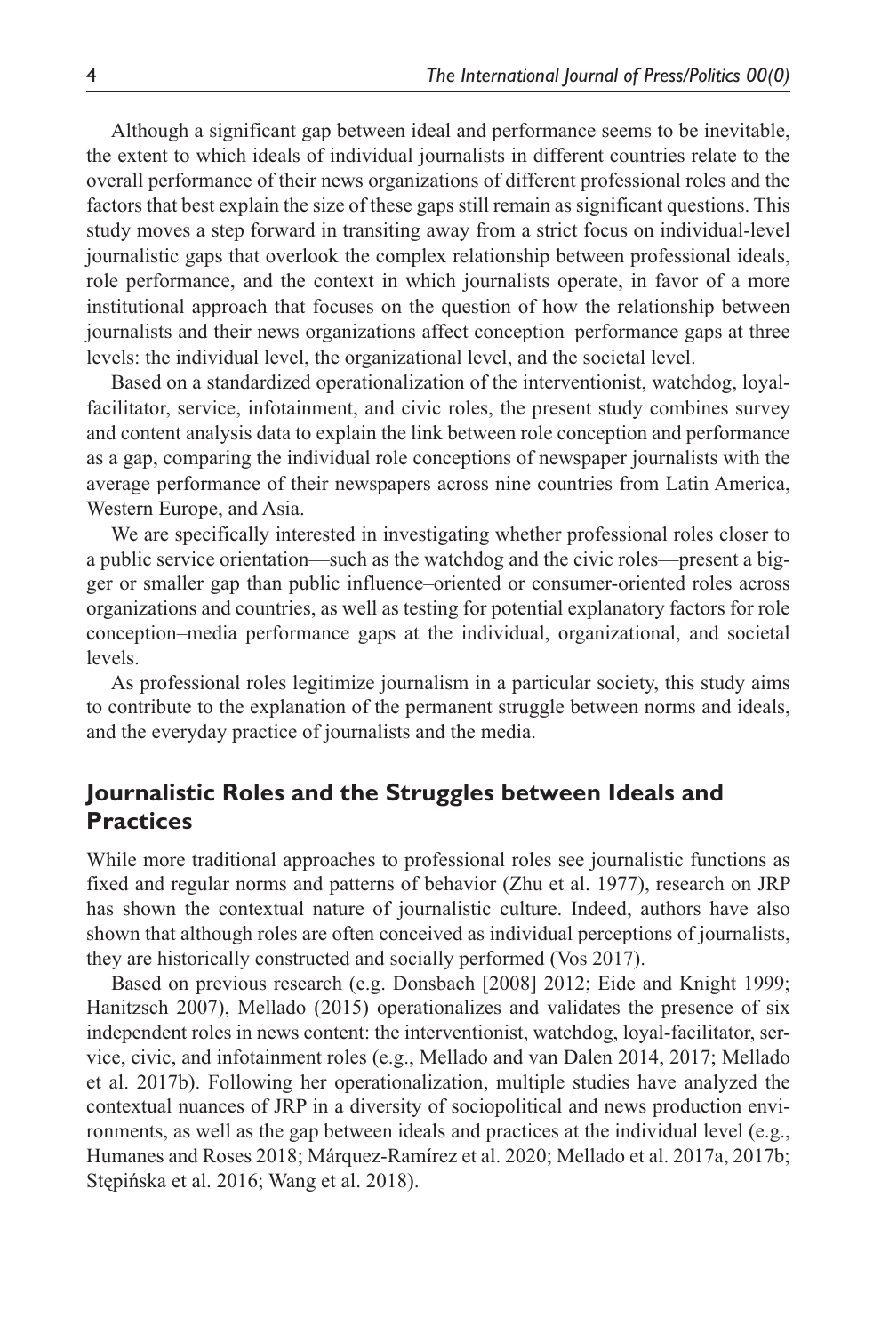Although a significant gap between ideal and performance seems to be inevitable, the extent to which ideals of individual journalists in different countries relate to the overall performance of their news organizations of different professional roles and the factors that best explain the size of these gaps still remain as significant questions. This study moves a step forward in transiting away from a strict focus on individual-level journalistic gaps that overlook the complex relationship between professional ideals, role performance, and the context in which journalists operate, in favor of a more institutional approach that focuses on the question of how the relationship between journalists and their news organizations affect conception–performance gaps at three levels: the individual level, the organizational level, and the societal level.

Based on a standardized operationalization of the interventionist, watchdog, loyal-facilitator, service, infotainment, and civic roles, the present study combines survey and content analysis data to explain the link between role conception and performance as a gap, comparing the individual role conceptions of newspaper journalists with the average performance of their newspapers across nine countries from Latin America, Western Europe, and Asia.

We are specifically interested in investigating whether professional roles closer to a public service orientation—such as the watchdog and the civic roles—present a bigger or smaller gap than public influence–oriented or consumer-oriented roles across organizations and countries, as well as testing for potential explanatory factors for role conception–media performance gaps at the individual, organizational, and societal levels.

As professional roles legitimize journalism in a particular society, this study aims to contribute to the explanation of the permanent struggle between norms and ideals, and the everyday practice of journalists and the media.

## Journalistic Roles and the Struggles between Ideals and Practices

While more traditional approaches to professional roles see journalistic functions as fixed and regular norms and patterns of behavior (Zhu et al. 1977), research on JRP has shown the contextual nature of journalistic culture. Indeed, authors have also shown that although roles are often conceived as individual perceptions of journalists, they are historically constructed and socially performed (Vos 2017).

Based on previous research (e.g. Donsbach [2008] 2012; Eide and Knight 1999; Hanitzsch 2007), Mellado (2015) operationalizes and validates the presence of six independent roles in news content: the interventionist, watchdog, loyal-facilitator, service, civic, and infotainment roles (e.g., Mellado and van Dalen 2014, 2017; Mellado et al. 2017b). Following her operationalization, multiple studies have analyzed the contextual nuances of JRP in a diversity of sociopolitical and news production environments, as well as the gap between ideals and practices at the individual level (e.g., Humanes and Roses 2018; Márquez-Ramírez et al. 2020; Mellado et al. 2017a, 2017b; Stępińska et al. 2016; Wang et al. 2018).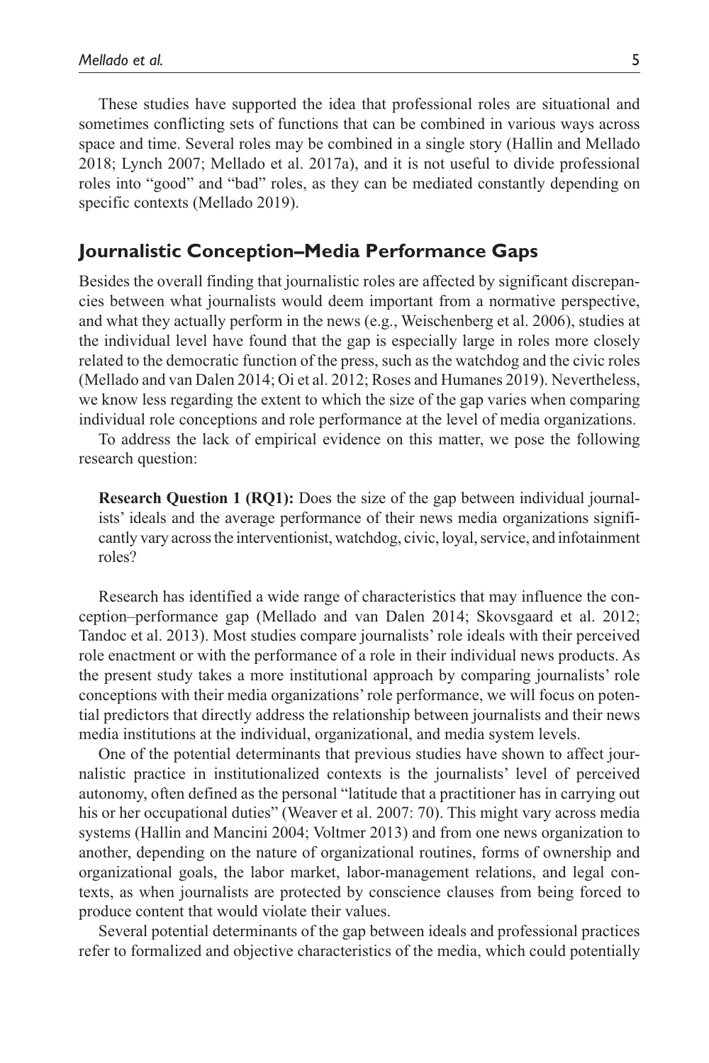These studies have supported the idea that professional roles are situational and sometimes conflicting sets of functions that can be combined in various ways across space and time. Several roles may be combined in a single story (Hallin and Mellado 2018; Lynch 2007; Mellado et al. 2017a), and it is not useful to divide professional roles into "good" and "bad" roles, as they can be mediated constantly depending on specific contexts (Mellado 2019).

## Journalistic Conception–Media Performance Gaps

Besides the overall finding that journalistic roles are affected by significant discrepancies between what journalists would deem important from a normative perspective, and what they actually perform in the news (e.g., Weischenberg et al. 2006), studies at the individual level have found that the gap is especially large in roles more closely related to the democratic function of the press, such as the watchdog and the civic roles (Mellado and van Dalen 2014; Oi et al. 2012; Roses and Humanes 2019). Nevertheless, we know less regarding the extent to which the size of the gap varies when comparing individual role conceptions and role performance at the level of media organizations.

To address the lack of empirical evidence on this matter, we pose the following research question:

> **Research Question 1 (RQ1):** Does the size of the gap between individual journalists' ideals and the average performance of their news media organizations significantly vary across the interventionist, watchdog, civic, loyal, service, and infotainment roles?

Research has identified a wide range of characteristics that may influence the conception–performance gap (Mellado and van Dalen 2014; Skovsgaard et al. 2012; Tandoc et al. 2013). Most studies compare journalists' role ideals with their perceived role enactment or with the performance of a role in their individual news products. As the present study takes a more institutional approach by comparing journalists' role conceptions with their media organizations' role performance, we will focus on potential predictors that directly address the relationship between journalists and their news media institutions at the individual, organizational, and media system levels.

One of the potential determinants that previous studies have shown to affect journalistic practice in institutionalized contexts is the journalists' level of perceived autonomy, often defined as the personal "latitude that a practitioner has in carrying out his or her occupational duties" (Weaver et al. 2007: 70). This might vary across media systems (Hallin and Mancini 2004; Voltmer 2013) and from one news organization to another, depending on the nature of organizational routines, forms of ownership and organizational goals, the labor market, labor-management relations, and legal contexts, as when journalists are protected by conscience clauses from being forced to produce content that would violate their values.

Several potential determinants of the gap between ideals and professional practices refer to formalized and objective characteristics of the media, which could potentially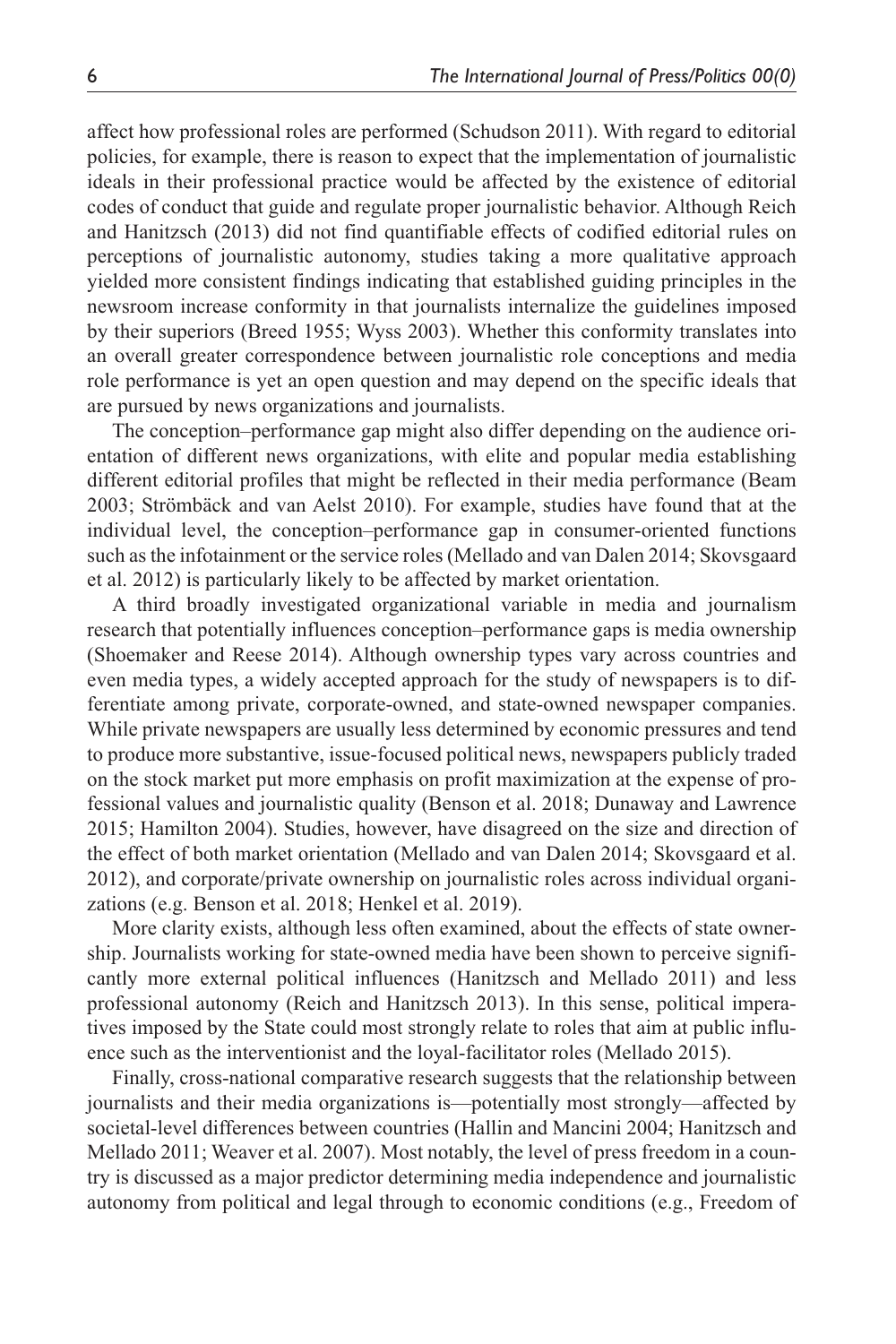affect how professional roles are performed (Schudson 2011). With regard to editorial policies, for example, there is reason to expect that the implementation of journalistic ideals in their professional practice would be affected by the existence of editorial codes of conduct that guide and regulate proper journalistic behavior. Although Reich and Hanitzsch (2013) did not find quantifiable effects of codified editorial rules on perceptions of journalistic autonomy, studies taking a more qualitative approach yielded more consistent findings indicating that established guiding principles in the newsroom increase conformity in that journalists internalize the guidelines imposed by their superiors (Breed 1955; Wyss 2003). Whether this conformity translates into an overall greater correspondence between journalistic role conceptions and media role performance is yet an open question and may depend on the specific ideals that are pursued by news organizations and journalists.

The conception–performance gap might also differ depending on the audience orientation of different news organizations, with elite and popular media establishing different editorial profiles that might be reflected in their media performance (Beam 2003; Strömbäck and van Aelst 2010). For example, studies have found that at the individual level, the conception–performance gap in consumer-oriented functions such as the infotainment or the service roles (Mellado and van Dalen 2014; Skovsgaard et al. 2012) is particularly likely to be affected by market orientation.

A third broadly investigated organizational variable in media and journalism research that potentially influences conception–performance gaps is media ownership (Shoemaker and Reese 2014). Although ownership types vary across countries and even media types, a widely accepted approach for the study of newspapers is to differentiate among private, corporate-owned, and state-owned newspaper companies. While private newspapers are usually less determined by economic pressures and tend to produce more substantive, issue-focused political news, newspapers publicly traded on the stock market put more emphasis on profit maximization at the expense of professional values and journalistic quality (Benson et al. 2018; Dunaway and Lawrence 2015; Hamilton 2004). Studies, however, have disagreed on the size and direction of the effect of both market orientation (Mellado and van Dalen 2014; Skovsgaard et al. 2012), and corporate/private ownership on journalistic roles across individual organizations (e.g. Benson et al. 2018; Henkel et al. 2019).

More clarity exists, although less often examined, about the effects of state ownership. Journalists working for state-owned media have been shown to perceive significantly more external political influences (Hanitzsch and Mellado 2011) and less professional autonomy (Reich and Hanitzsch 2013). In this sense, political imperatives imposed by the State could most strongly relate to roles that aim at public influence such as the interventionist and the loyal-facilitator roles (Mellado 2015).

Finally, cross-national comparative research suggests that the relationship between journalists and their media organizations is—potentially most strongly—affected by societal-level differences between countries (Hallin and Mancini 2004; Hanitzsch and Mellado 2011; Weaver et al. 2007). Most notably, the level of press freedom in a country is discussed as a major predictor determining media independence and journalistic autonomy from political and legal through to economic conditions (e.g., Freedom of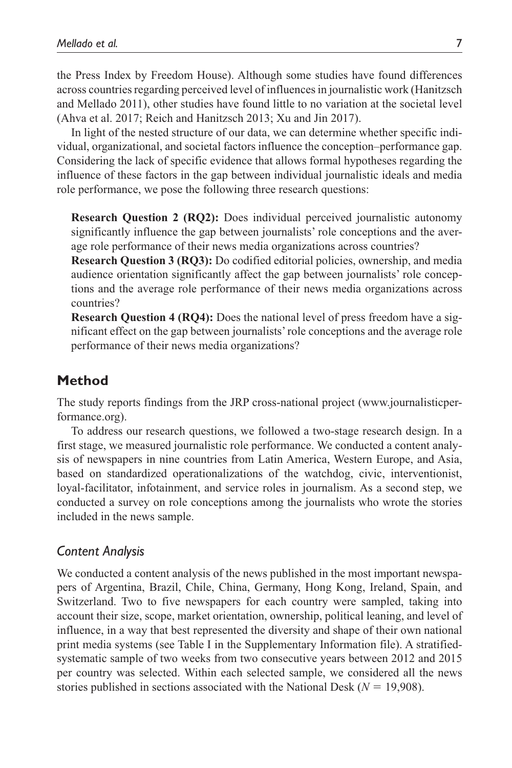the Press Index by Freedom House). Although some studies have found differences across countries regarding perceived level of influences in journalistic work (Hanitzsch and Mellado 2011), other studies have found little to no variation at the societal level (Ahva et al. 2017; Reich and Hanitzsch 2013; Xu and Jin 2017).

In light of the nested structure of our data, we can determine whether specific individual, organizational, and societal factors influence the conception–performance gap. Considering the lack of specific evidence that allows formal hypotheses regarding the influence of these factors in the gap between individual journalistic ideals and media role performance, we pose the following three research questions:

**Research Question 2 (RQ2):** Does individual perceived journalistic autonomy significantly influence the gap between journalists' role conceptions and the average role performance of their news media organizations across countries?

**Research Question 3 (RQ3):** Do codified editorial policies, ownership, and media audience orientation significantly affect the gap between journalists' role conceptions and the average role performance of their news media organizations across countries?

**Research Question 4 (RQ4):** Does the national level of press freedom have a significant effect on the gap between journalists' role conceptions and the average role performance of their news media organizations?

## Method

The study reports findings from the JRP cross-national project (www.journalisticperformance.org).

To address our research questions, we followed a two-stage research design. In a first stage, we measured journalistic role performance. We conducted a content analysis of newspapers in nine countries from Latin America, Western Europe, and Asia, based on standardized operationalizations of the watchdog, civic, interventionist, loyal-facilitator, infotainment, and service roles in journalism. As a second step, we conducted a survey on role conceptions among the journalists who wrote the stories included in the news sample.

### *Content Analysis*

We conducted a content analysis of the news published in the most important newspapers of Argentina, Brazil, Chile, China, Germany, Hong Kong, Ireland, Spain, and Switzerland. Two to five newspapers for each country were sampled, taking into account their size, scope, market orientation, ownership, political leaning, and level of influence, in a way that best represented the diversity and shape of their own national print media systems (see Table I in the Supplementary Information file). A stratified-systematic sample of two weeks from two consecutive years between 2012 and 2015 per country was selected. Within each selected sample, we considered all the news stories published in sections associated with the National Desk ($N = 19,908$).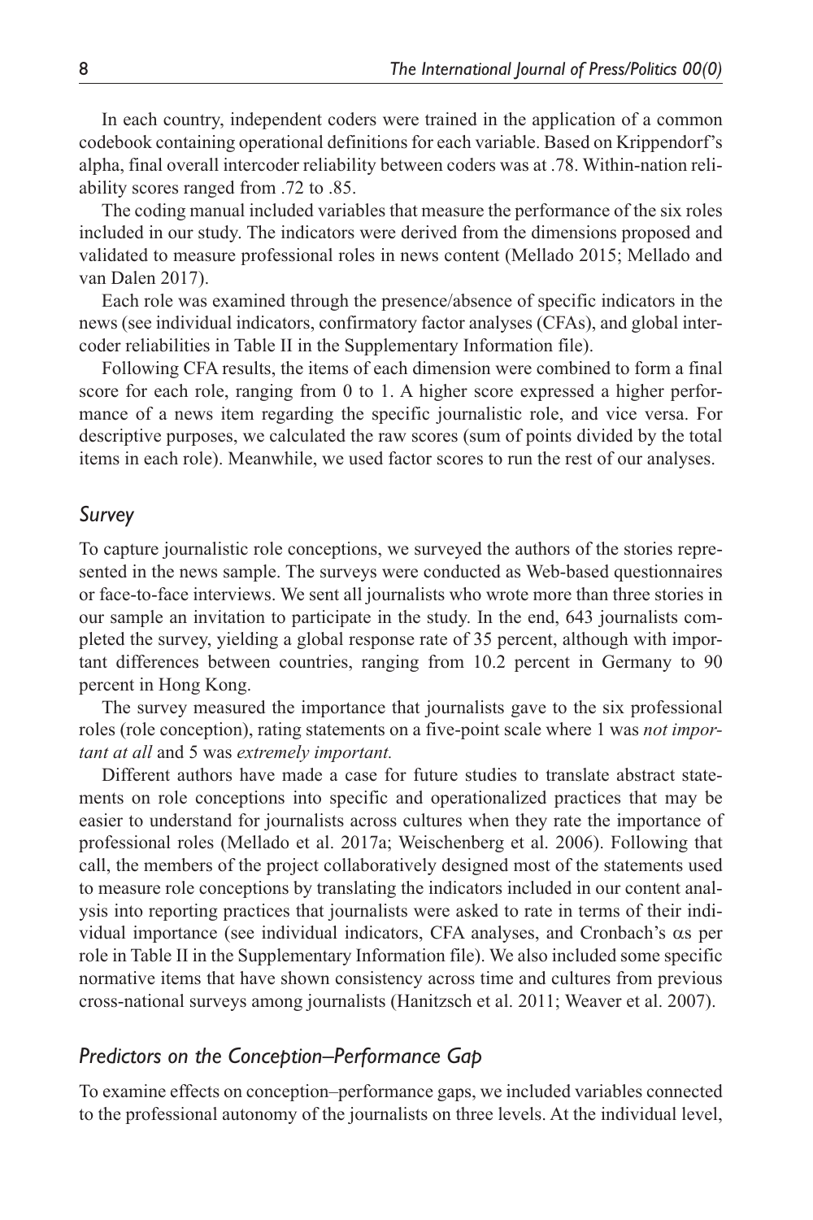In each country, independent coders were trained in the application of a common codebook containing operational definitions for each variable. Based on Krippendorf's alpha, final overall intercoder reliability between coders was at .78. Within-nation reliability scores ranged from .72 to .85.

The coding manual included variables that measure the performance of the six roles included in our study. The indicators were derived from the dimensions proposed and validated to measure professional roles in news content (Mellado 2015; Mellado and van Dalen 2017).

Each role was examined through the presence/absence of specific indicators in the news (see individual indicators, confirmatory factor analyses (CFAs), and global intercoder reliabilities in Table II in the Supplementary Information file).

Following CFA results, the items of each dimension were combined to form a final score for each role, ranging from 0 to 1. A higher score expressed a higher performance of a news item regarding the specific journalistic role, and vice versa. For descriptive purposes, we calculated the raw scores (sum of points divided by the total items in each role). Meanwhile, we used factor scores to run the rest of our analyses.

### *Survey*

To capture journalistic role conceptions, we surveyed the authors of the stories represented in the news sample. The surveys were conducted as Web-based questionnaires or face-to-face interviews. We sent all journalists who wrote more than three stories in our sample an invitation to participate in the study. In the end, 643 journalists completed the survey, yielding a global response rate of 35 percent, although with important differences between countries, ranging from 10.2 percent in Germany to 90 percent in Hong Kong.

The survey measured the importance that journalists gave to the six professional roles (role conception), rating statements on a five-point scale where 1 was *not important at all* and 5 was *extremely important.*

Different authors have made a case for future studies to translate abstract statements on role conceptions into specific and operationalized practices that may be easier to understand for journalists across cultures when they rate the importance of professional roles (Mellado et al. 2017a; Weischenberg et al. 2006). Following that call, the members of the project collaboratively designed most of the statements used to measure role conceptions by translating the indicators included in our content analysis into reporting practices that journalists were asked to rate in terms of their individual importance (see individual indicators, CFA analyses, and Cronbach's $\alpha$s per role in Table II in the Supplementary Information file). We also included some specific normative items that have shown consistency across time and cultures from previous cross-national surveys among journalists (Hanitzsch et al. 2011; Weaver et al. 2007).

### *Predictors on the Conception–Performance Gap*

To examine effects on conception–performance gaps, we included variables connected to the professional autonomy of the journalists on three levels. At the individual level,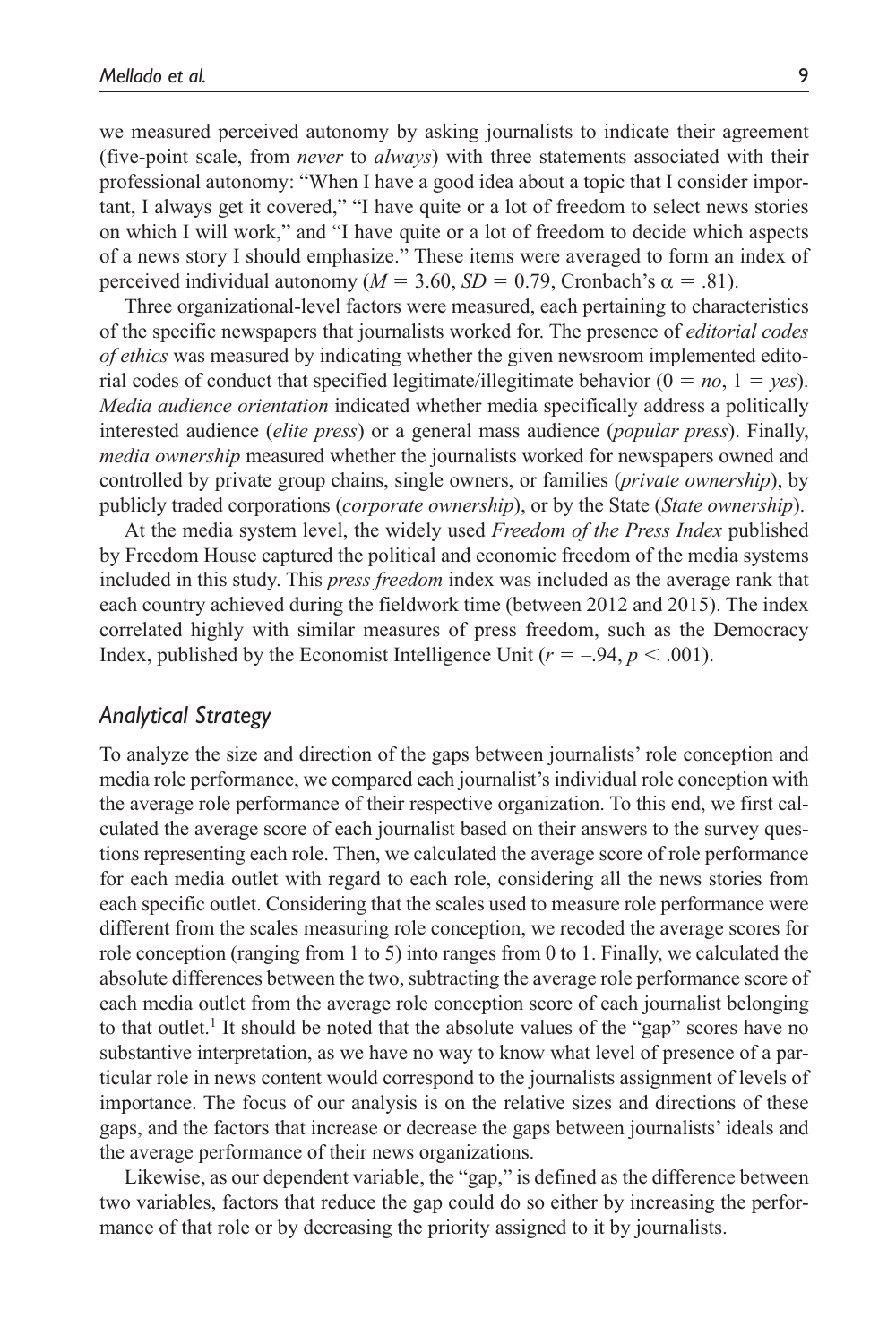we measured perceived autonomy by asking journalists to indicate their agreement (five-point scale, from *never* to *always*) with three statements associated with their professional autonomy: "When I have a good idea about a topic that I consider important, I always get it covered," "I have quite or a lot of freedom to select news stories on which I will work," and "I have quite or a lot of freedom to decide which aspects of a news story I should emphasize." These items were averaged to form an index of perceived individual autonomy ($M = 3.60$, $SD = 0.79$, Cronbach's $\alpha = .81$).

Three organizational-level factors were measured, each pertaining to characteristics of the specific newspapers that journalists worked for. The presence of *editorial codes of ethics* was measured by indicating whether the given newsroom implemented editorial codes of conduct that specified legitimate/illegitimate behavior ($0 =$ *no*, $1 =$ *yes*). *Media audience orientation* indicated whether media specifically address a politically interested audience (*elite press*) or a general mass audience (*popular press*). Finally, *media ownership* measured whether the journalists worked for newspapers owned and controlled by private group chains, single owners, or families (*private ownership*), by publicly traded corporations (*corporate ownership*), or by the State (*State ownership*).

At the media system level, the widely used *Freedom of the Press Index* published by Freedom House captured the political and economic freedom of the media systems included in this study. This *press freedom* index was included as the average rank that each country achieved during the fieldwork time (between 2012 and 2015). The index correlated highly with similar measures of press freedom, such as the Democracy Index, published by the Economist Intelligence Unit ($r = -.94$, $p < .001$).

## *Analytical Strategy*

To analyze the size and direction of the gaps between journalists' role conception and media role performance, we compared each journalist's individual role conception with the average role performance of their respective organization. To this end, we first calculated the average score of each journalist based on their answers to the survey questions representing each role. Then, we calculated the average score of role performance for each media outlet with regard to each role, considering all the news stories from each specific outlet. Considering that the scales used to measure role performance were different from the scales measuring role conception, we recoded the average scores for role conception (ranging from 1 to 5) into ranges from 0 to 1. Finally, we calculated the absolute differences between the two, subtracting the average role performance score of each media outlet from the average role conception score of each journalist belonging to that outlet.[1] It should be noted that the absolute values of the "gap" scores have no substantive interpretation, as we have no way to know what level of presence of a particular role in news content would correspond to the journalists assignment of levels of importance. The focus of our analysis is on the relative sizes and directions of these gaps, and the factors that increase or decrease the gaps between journalists' ideals and the average performance of their news organizations.

Likewise, as our dependent variable, the "gap," is defined as the difference between two variables, factors that reduce the gap could do so either by increasing the performance of that role or by decreasing the priority assigned to it by journalists.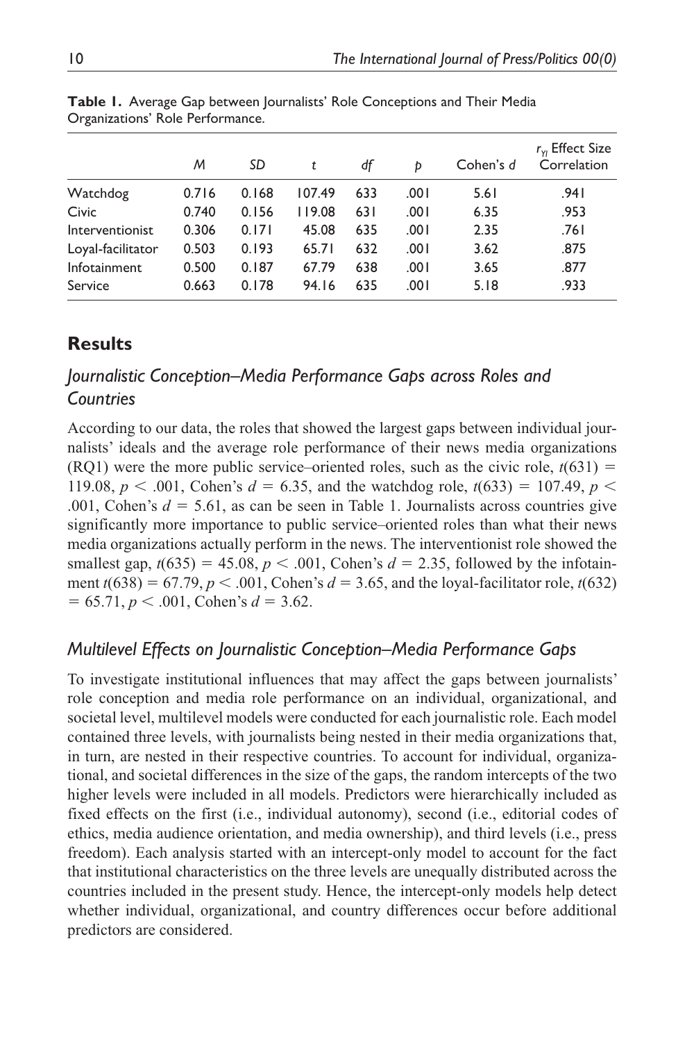**Table 1.** Average Gap between Journalists' Role Conceptions and Their Media Organizations' Role Performance.

| | *M* | *SD* | *t* | *df* | *p* | Cohen's *d* | $r_{YI}$ Effect Size Correlation |
|---|---|---|---|---|---|---|---|
| Watchdog | 0.716 | 0.168 | 107.49 | 633 | .001 | 5.61 | .941 |
| Civic | 0.740 | 0.156 | 119.08 | 631 | .001 | 6.35 | .953 |
| Interventionist | 0.306 | 0.171 | 45.08 | 635 | .001 | 2.35 | .761 |
| Loyal-facilitator | 0.503 | 0.193 | 65.71 | 632 | .001 | 3.62 | .875 |
| Infotainment | 0.500 | 0.187 | 67.79 | 638 | .001 | 3.65 | .877 |
| Service | 0.663 | 0.178 | 94.16 | 635 | .001 | 5.18 | .933 |

## Results

### Journalistic Conception–Media Performance Gaps across Roles and Countries

According to our data, the roles that showed the largest gaps between individual journalists' ideals and the average role performance of their news media organizations (RQ1) were the more public service–oriented roles, such as the civic role, $t(631) = 119.08$, $p < .001$, Cohen's $d = 6.35$, and the watchdog role, $t(633) = 107.49$, $p < .001$, Cohen's $d = 5.61$, as can be seen in Table 1. Journalists across countries give significantly more importance to public service–oriented roles than what their news media organizations actually perform in the news. The interventionist role showed the smallest gap, $t(635) = 45.08$, $p < .001$, Cohen's $d = 2.35$, followed by the infotainment $t(638) = 67.79$, $p < .001$, Cohen's $d = 3.65$, and the loyal-facilitator role, $t(632) = 65.71$, $p < .001$, Cohen's $d = 3.62$.

### Multilevel Effects on Journalistic Conception–Media Performance Gaps

To investigate institutional influences that may affect the gaps between journalists' role conception and media role performance on an individual, organizational, and societal level, multilevel models were conducted for each journalistic role. Each model contained three levels, with journalists being nested in their media organizations that, in turn, are nested in their respective countries. To account for individual, organizational, and societal differences in the size of the gaps, the random intercepts of the two higher levels were included in all models. Predictors were hierarchically included as fixed effects on the first (i.e., individual autonomy), second (i.e., editorial codes of ethics, media audience orientation, and media ownership), and third levels (i.e., press freedom). Each analysis started with an intercept-only model to account for the fact that institutional characteristics on the three levels are unequally distributed across the countries included in the present study. Hence, the intercept-only models help detect whether individual, organizational, and country differences occur before additional predictors are considered.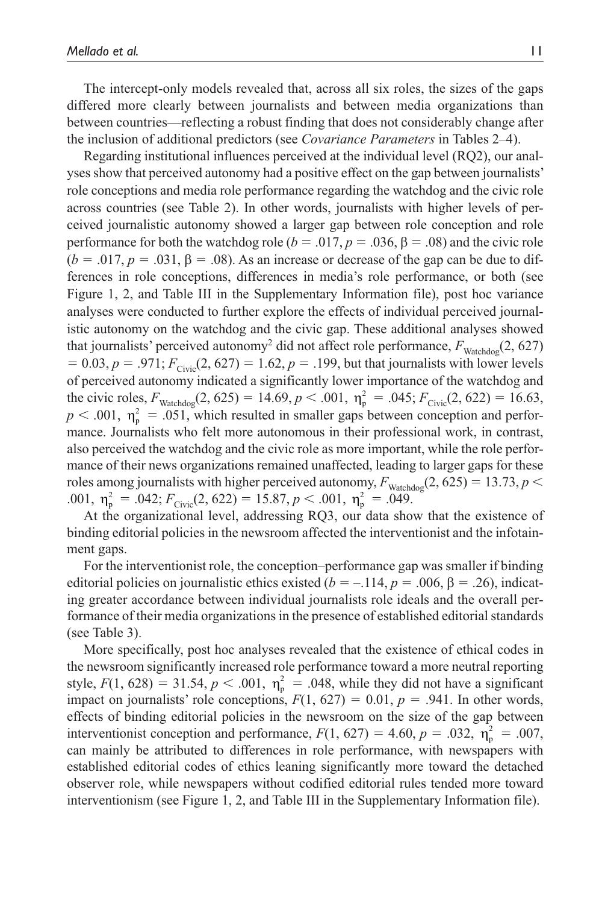The intercept-only models revealed that, across all six roles, the sizes of the gaps differed more clearly between journalists and between media organizations than between countries—reflecting a robust finding that does not considerably change after the inclusion of additional predictors (see *Covariance Parameters* in Tables 2–4).

Regarding institutional influences perceived at the individual level (RQ2), our analyses show that perceived autonomy had a positive effect on the gap between journalists' role conceptions and media role performance regarding the watchdog and the civic role across countries (see Table 2). In other words, journalists with higher levels of perceived journalistic autonomy showed a larger gap between role conception and role performance for both the watchdog role ($b = .017$, $p = .036$, $\beta = .08$) and the civic role ($b = .017$, $p = .031$, $\beta = .08$). As an increase or decrease of the gap can be due to differences in role conceptions, differences in media's role performance, or both (see Figure 1, 2, and Table III in the Supplementary Information file), post hoc variance analyses were conducted to further explore the effects of individual perceived journalistic autonomy on the watchdog and the civic gap. These additional analyses showed that journalists' perceived autonomy[2] did not affect role performance, $F_{\text{Watchdog}}(2, 627) = 0.03, p = .971$; $F_{\text{Civic}}(2, 627) = 1.62, p = .199$, but that journalists with lower levels of perceived autonomy indicated a significantly lower importance of the watchdog and the civic roles, $F_{\text{Watchdog}}(2, 625) = 14.69, p < .001, \eta^2_p = .045$; $F_{\text{Civic}}(2, 622) = 16.63, p < .001, \eta^2_p = .051$, which resulted in smaller gaps between conception and performance. Journalists who felt more autonomous in their professional work, in contrast, also perceived the watchdog and the civic role as more important, while the role performance of their news organizations remained unaffected, leading to larger gaps for these roles among journalists with higher perceived autonomy, $F_{\text{Watchdog}}(2, 625) = 13.73, p < .001, \eta^2_p = .042$; $F_{\text{Civic}}(2, 622) = 15.87, p < .001, \eta^2_p = .049$.

At the organizational level, addressing RQ3, our data show that the existence of binding editorial policies in the newsroom affected the interventionist and the infotainment gaps.

For the interventionist role, the conception–performance gap was smaller if binding editorial policies on journalistic ethics existed ($b = –.114$, $p = .006$, $\beta = .26$), indicating greater accordance between individual journalists role ideals and the overall performance of their media organizations in the presence of established editorial standards (see Table 3).

More specifically, post hoc analyses revealed that the existence of ethical codes in the newsroom significantly increased role performance toward a more neutral reporting style, $F(1, 628) = 31.54, p < .001, \eta^2_p = .048$, while they did not have a significant impact on journalists' role conceptions, $F(1, 627) = 0.01, p = .941$. In other words, effects of binding editorial policies in the newsroom on the size of the gap between interventionist conception and performance, $F(1, 627) = 4.60, p = .032, \eta^2_p = .007$, can mainly be attributed to differences in role performance, with newspapers with established editorial codes of ethics leaning significantly more toward the detached observer role, while newspapers without codified editorial rules tended more toward interventionism (see Figure 1, 2, and Table III in the Supplementary Information file).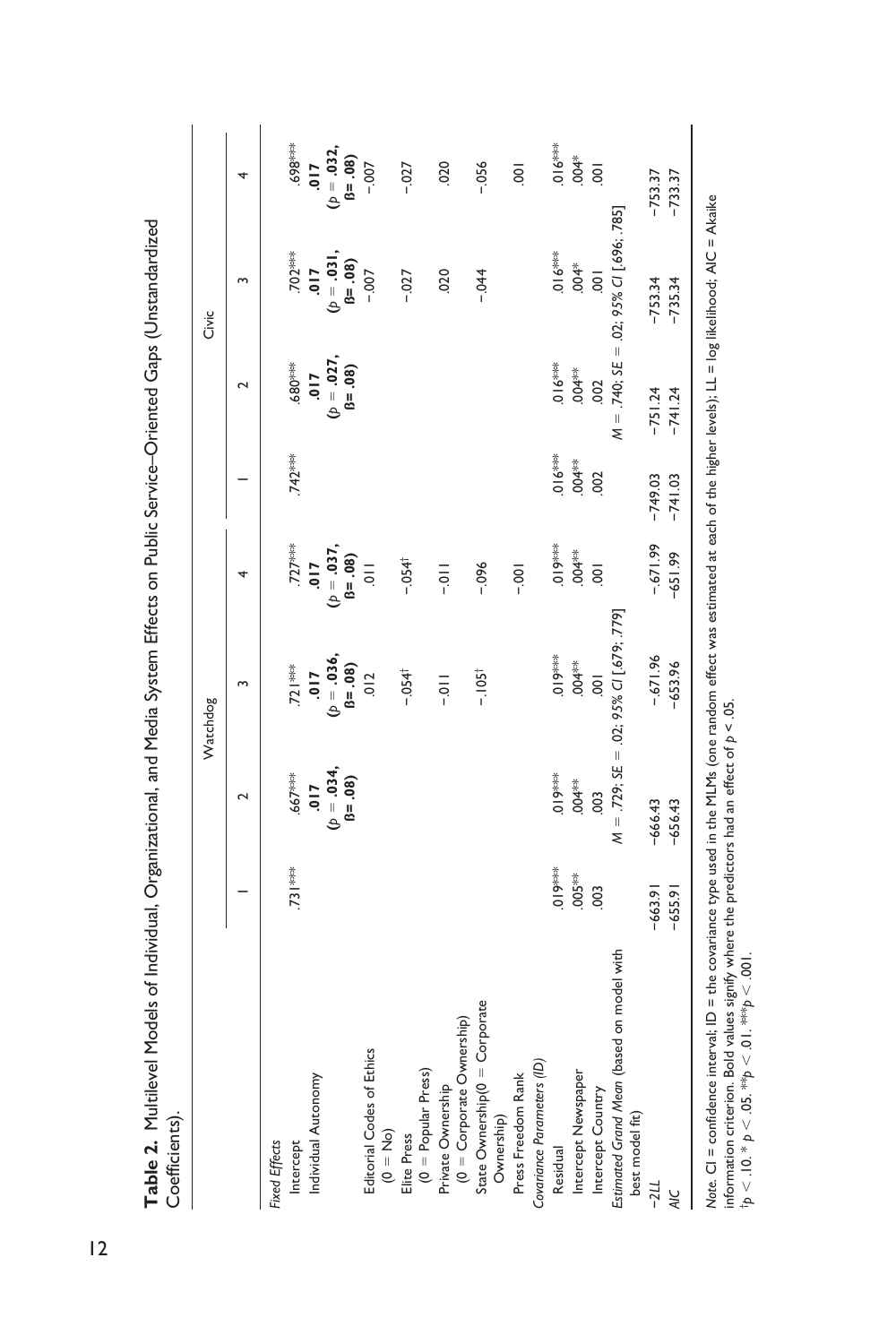**Table 2.** Multilevel Models of Individual, Organizational, and Media System Effects on Public Service–Oriented Gaps (Unstandardized Coefficients).

| | Watchdog | | | | Civic | | | |
|---|---|---|---|---|---|---|---|---|
| | 1 | 2 | 3 | 4 | 1 | 2 | 3 | 4 |
| *Fixed Effects* | | | | | | | | |
| Intercept | .731*** | .667*** | .721*** | .727*** | .742*** | .680*** | .702*** | .698*** |
| Individual Autonomy | | **.017 ($p$ = .034, ß= .08)** | **.017 ($p$ = .036, ß= .08)** | **.017 ($p$ = .037, ß= .08)** | | **.017 ($p$ = .027, ß= .08)** | **.017 ($p$ = .031, ß= .08)** | **.017 ($p$ = .032, ß= .08)** |
| Editorial Codes of Ethics (0 = No) | | | .012 | .011 | | | -.007 | -.007 |
| Elite Press (0 = Popular Press) | | | -.054[†] | -.054[†] | | | -.027 | -.027 |
| Private Ownership (0 = Corporate Ownership) | | | -.011 | -.011 | | | .020 | .020 |
| State Ownership(0 = Corporate Ownership) | | | -.105[†] | -.096 | | | -.044 | -.056 |
| Press Freedom Rank | | | | -.001 | | | | .001 |
| *Covariance Parameters (ID)* | | | | | | | | |
| Residual | .019*** | .019*** | .019*** | .019*** | .016*** | .016*** | .016*** | .016*** |
| Intercept Newspaper | .005** | .004** | .004** | .004** | .004** | .004** | .004* | .004* |
| Intercept Country | .003 | .003 | .001 | .001 | .002 | .002 | .001 | .001 |
| *Estimated Grand Mean* (based on model with best model fit) | | $M$ = .729; $SE$ = .02; 95% $CI$ [.679; .779] | | | | $M$ = .740; $SE$ = .02; 95% $CI$ [.696; .785] | | |
| -2LL | -663.91 | -666.43 | -671.96 | -671.99 | -749.03 | -751.24 | -753.34 | -753.37 |
| AIC | -655.91 | -656.43 | -653.96 | -651.99 | -741.03 | -741.24 | -735.34 | -733.37 |

*Note.* CI = confidence interval; ID = the covariance type used in the MLMs (one random effect was estimated at each of the higher levels); LL = log likelihood; AIC = Akaike information criterion. Bold values signify where the predictors had an effect of $p$ < .05.
[†]$p$ < .10. * $p$ < .05. **$p$ < .01. ***$p$ < .001.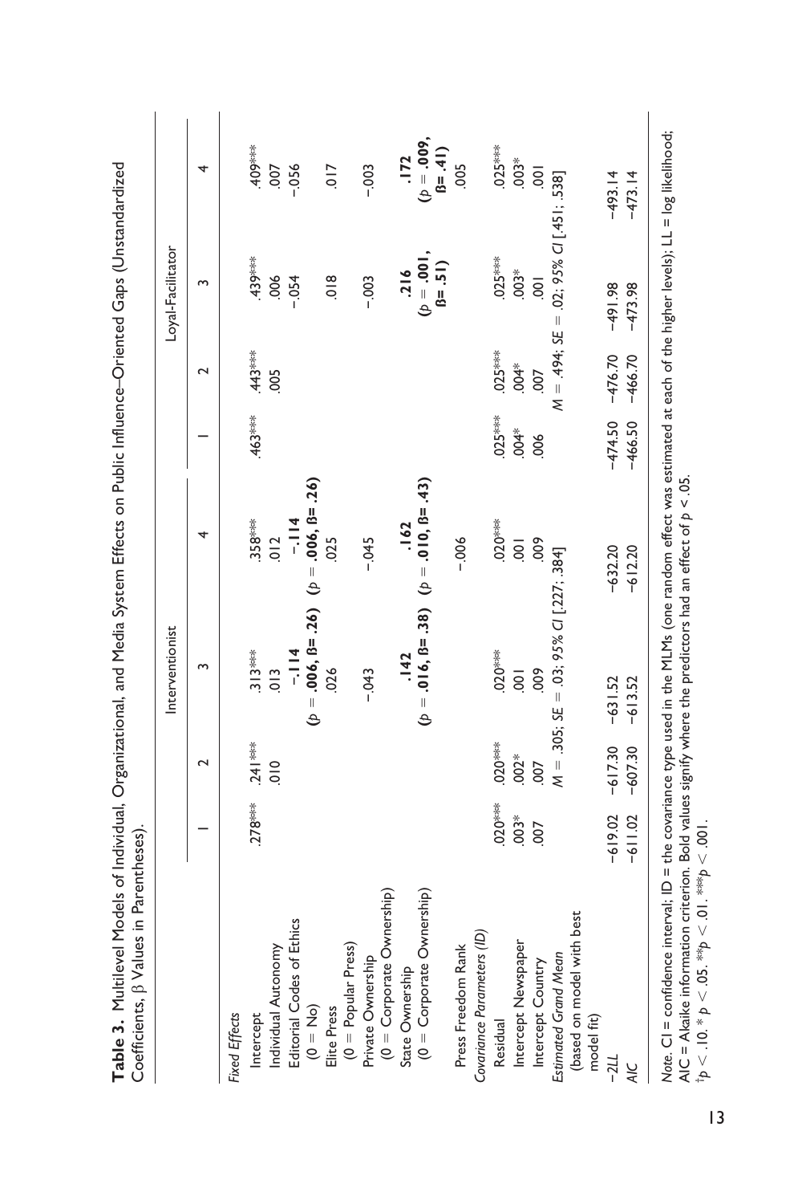**Table 3.** Multilevel Models of Individual, Organizational, and Media System Effects on Public Influence–Oriented Gaps (Unstandardized Coefficients, β Values in Parentheses).

| | Interventionist | | | | Loyal-Facilitator | | | |
|---|---|---|---|---|---|---|---|---|
| | 1 | 2 | 3 | 4 | 1 | 2 | 3 | 4 |
| *Fixed Effects* | | | | | | | | |
| Intercept | .278*** | .241*** | .313*** | .358*** | .463*** | .443*** | .439*** | .409*** |
| Individual Autonomy | | .010 | .013 | .012 | | .005 | .006 | .007 |
| Editorial Codes of Ethics (0 = No) | | | **−.114** ($p$ = **.006, β = .26**) | **−.114** ($p$ = **.006, β = .26**) | | | −.054 | −.056 |
| Elite Press (0 = Popular Press) | | | .026 | .025 | | | .018 | .017 |
| Private Ownership (0 = Corporate Ownership) | | | −.043 | −.045 | | | −.003 | −.003 |
| State Ownership (0 = Corporate Ownership) | | | **.142** ($p$ = **.016, β = .38**) | **.162** ($p$ = **.010, β = .43**) | | | **.216** ($p$ = **.001, β = .51**) | **.172** ($p$ = **.009, β = .41**) |
| Press Freedom Rank | | | | −.006 | | | | .005 |
| *Covariance Parameters (ID)* | | | | | | | | |
| Residual | .020*** | .020*** | .020*** | .020*** | .025*** | .025*** | .025*** | .025*** |
| Intercept Newspaper | .003* | .002* | .001 | .001 | .004* | .004* | .003* | .003* |
| Intercept Country | .007 | .007 | .009 | .009 | .006 | .007 | .001 | .001 |
| *Estimated Grand Mean* (based on model with best model fit) | | $M$ = .305; $SE$ = .03; 95% $CI$ [.227; .384] | | | | $M$ = .494; $SE$ = .02; 95% $CI$ [.451; .538] | | |
| −2*LL* | −619.02 | −617.30 | −631.52 | −632.20 | −474.50 | −476.70 | −491.98 | −493.14 |
| *AIC* | −611.02 | −607.30 | −613.52 | −612.20 | −466.50 | −466.70 | −473.98 | −473.14 |

*Note.* CI = confidence interval; ID = the covariance type used in the MLMs (one random effect was estimated at each of the higher levels); LL = log likelihood; AIC = Akaike information criterion. Bold values signify where the predictors had an effect of $p < .05$.
†$p < .10$. *$p < .05$. **$p < .01$. ***$p < .001$.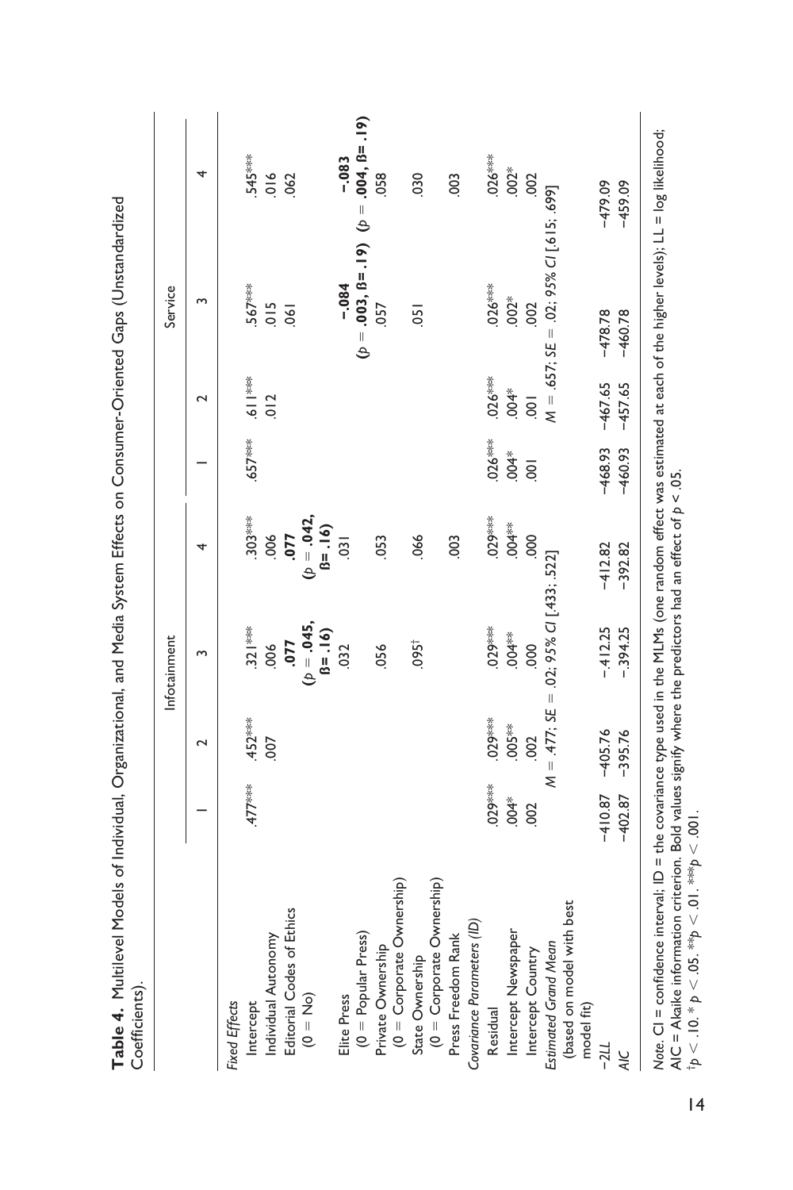**Table 4.** Multilevel Models of Individual, Organizational, and Media System Effects on Consumer-Oriented Gaps (Unstandardized Coefficients).

| | Infotainment | | | | Service | | | |
|---|---|---|---|---|---|---|---|---|
| | 1 | 2 | 3 | 4 | 1 | 2 | 3 | 4 |
| *Fixed Effects* | | | | | | | | |
| Intercept | .477*** | .452*** | .321*** | .303*** | .657*** | .611*** | .567*** | .545*** |
| Individual Autonomy | | .007 | .006 | .006 | | .012 | .015 | .016 |
| Editorial Codes of Ethics (0 = No) | | | **.077** ($p$ = **.045**, **ß= .16**) | **.077** ($p$ = **.042**, **ß= .16**) | | | .061 | .062 |
| Elite Press (0 = Popular Press) | | | .032 | .031 | | | **−.084** ($p$ = **.003**, **ß= .19**) | **−.083** ($p$ = **.004**, **ß= .19**) |
| Private Ownership (0 = Corporate Ownership) | | | .056 | .053 | | | .057 | .058 |
| State Ownership (0 = Corporate Ownership) | | | .095† | .066 | | | .051 | .030 |
| Press Freedom Rank | | | | .003 | | | | .003 |
| *Covariance Parameters (ID)* | | | | | | | | |
| Residual | .029*** | .029*** | .029*** | .029*** | .026*** | .026*** | .026*** | .026*** |
| Intercept Newspaper | .004* | .005** | .004** | .004** | .004* | .004* | .002* | .002* |
| Intercept Country | .002 | .002 | .000 | .000 | .001 | .001 | .002 | .002 |
| *Estimated Grand Mean* (based on model with best model fit) | | $M$ = .477; $SE$ = .02; 95% $CI$ [.433; .522] | | | | $M$ = .657; $SE$ = .02; 95% $CI$ [.615; .699] | | |
| −2LL | −410.87 | −405.76 | −412.25 | −412.82 | −468.93 | −467.65 | −478.78 | −479.09 |
| AIC | −402.87 | −395.76 | −394.25 | −392.82 | −460.93 | −457.65 | −460.78 | −459.09 |

*Note*. CI = confidence interval; ID = the covariance type used in the MLMs (one random effect was estimated at each of the higher levels); LL = log likelihood; AIC = Akaike information criterion. Bold values signify where the predictors had an effect of $p$ < .05.
†$p$ < .10. *$p$ < .05. **$p$ < .01. ***$p$ < .001.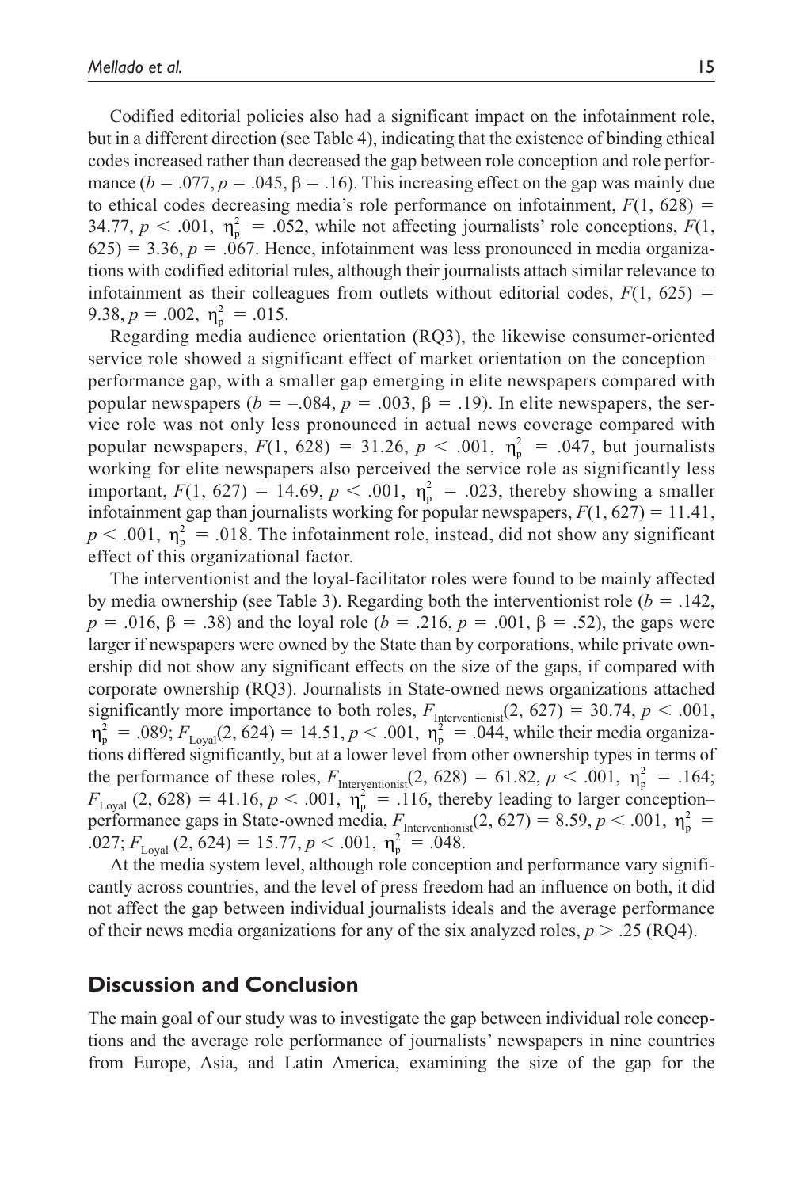Codified editorial policies also had a significant impact on the infotainment role, but in a different direction (see Table 4), indicating that the existence of binding ethical codes increased rather than decreased the gap between role conception and role performance ($b = .077, p = .045, \beta = .16$). This increasing effect on the gap was mainly due to ethical codes decreasing media's role performance on infotainment, $F(1, 628) = 34.77, p < .001, \eta_p^2 = .052$, while not affecting journalists' role conceptions, $F(1, 625) = 3.36, p = .067$. Hence, infotainment was less pronounced in media organizations with codified editorial rules, although their journalists attach similar relevance to infotainment as their colleagues from outlets without editorial codes, $F(1, 625) = 9.38, p = .002, \eta_p^2 = .015$.

Regarding media audience orientation (RQ3), the likewise consumer-oriented service role showed a significant effect of market orientation on the conception–performance gap, with a smaller gap emerging in elite newspapers compared with popular newspapers ($b = -.084, p = .003, \beta = .19$). In elite newspapers, the service role was not only less pronounced in actual news coverage compared with popular newspapers, $F(1, 628) = 31.26, p < .001, \eta_p^2 = .047$, but journalists working for elite newspapers also perceived the service role as significantly less important, $F(1, 627) = 14.69, p < .001, \eta_p^2 = .023$, thereby showing a smaller infotainment gap than journalists working for popular newspapers, $F(1, 627) = 11.41, p < .001, \eta_p^2 = .018$. The infotainment role, instead, did not show any significant effect of this organizational factor.

The interventionist and the loyal-facilitator roles were found to be mainly affected by media ownership (see Table 3). Regarding both the interventionist role ($b = .142, p = .016, \beta = .38$) and the loyal role ($b = .216, p = .001, \beta = .52$), the gaps were larger if newspapers were owned by the State than by corporations, while private ownership did not show any significant effects on the size of the gaps, if compared with corporate ownership (RQ3). Journalists in State-owned news organizations attached significantly more importance to both roles, $F_{\text{Interventionist}}(2, 627) = 30.74, p < .001, \eta_p^2 = .089$; $F_{\text{Loyal}}(2, 624) = 14.51, p < .001, \eta_p^2 = .044$, while their media organizations differed significantly, but at a lower level from other ownership types in terms of the performance of these roles, $F_{\text{Interventionist}}(2, 628) = 61.82, p < .001, \eta_p^2 = .164$; $F_{\text{Loyal}}(2, 628) = 41.16, p < .001, \eta_p^2 = .116$, thereby leading to larger conception–performance gaps in State-owned media, $F_{\text{Interventionist}}(2, 627) = 8.59, p < .001, \eta_p^2 = .027$; $F_{\text{Loyal}}(2, 624) = 15.77, p < .001, \eta_p^2 = .048$.

At the media system level, although role conception and performance vary significantly across countries, and the level of press freedom had an influence on both, it did not affect the gap between individual journalists ideals and the average performance of their news media organizations for any of the six analyzed roles, $p > .25$ (RQ4).

## Discussion and Conclusion

The main goal of our study was to investigate the gap between individual role conceptions and the average role performance of journalists' newspapers in nine countries from Europe, Asia, and Latin America, examining the size of the gap for the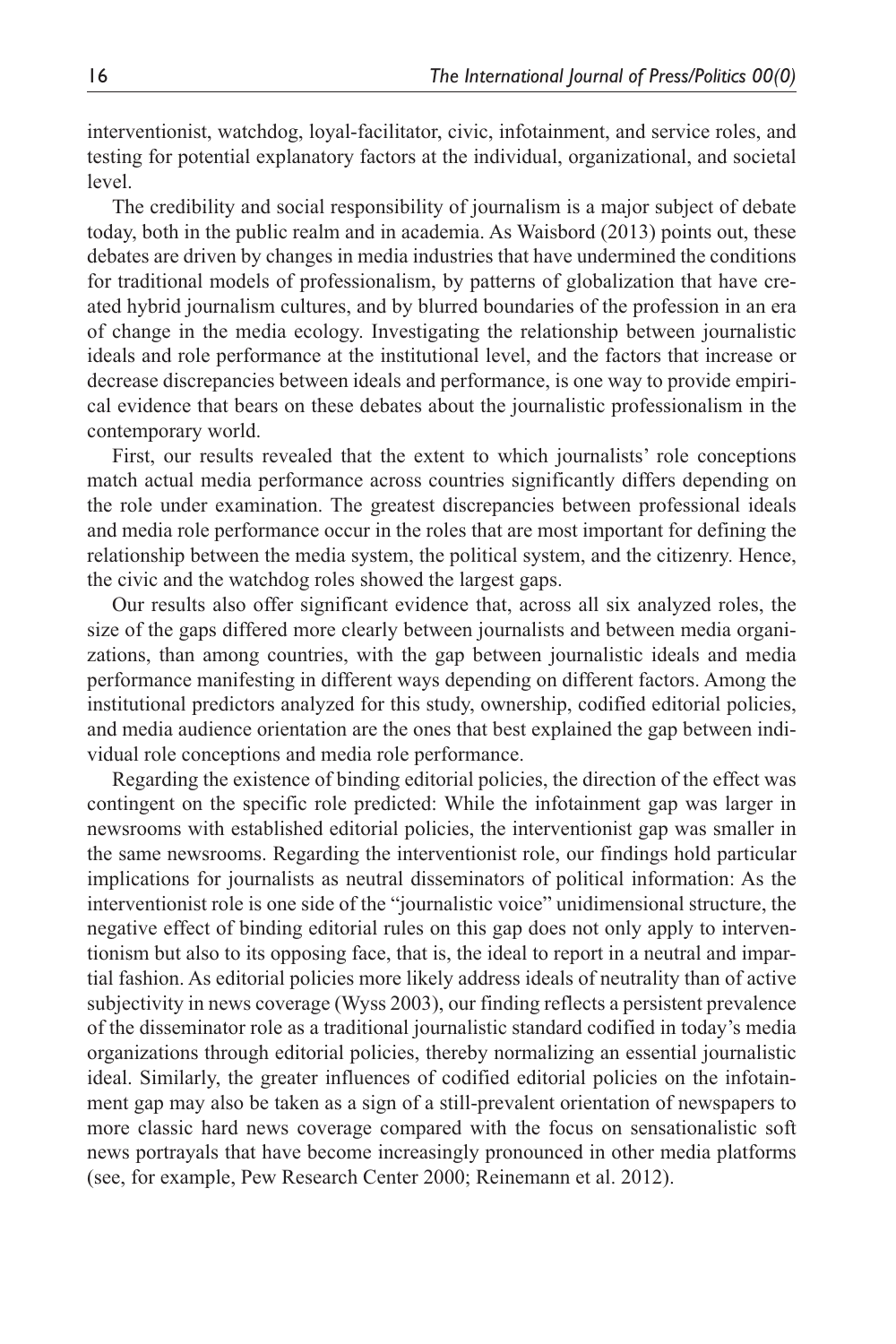interventionist, watchdog, loyal-facilitator, civic, infotainment, and service roles, and testing for potential explanatory factors at the individual, organizational, and societal level.

The credibility and social responsibility of journalism is a major subject of debate today, both in the public realm and in academia. As Waisbord (2013) points out, these debates are driven by changes in media industries that have undermined the conditions for traditional models of professionalism, by patterns of globalization that have created hybrid journalism cultures, and by blurred boundaries of the profession in an era of change in the media ecology. Investigating the relationship between journalistic ideals and role performance at the institutional level, and the factors that increase or decrease discrepancies between ideals and performance, is one way to provide empirical evidence that bears on these debates about the journalistic professionalism in the contemporary world.

First, our results revealed that the extent to which journalists' role conceptions match actual media performance across countries significantly differs depending on the role under examination. The greatest discrepancies between professional ideals and media role performance occur in the roles that are most important for defining the relationship between the media system, the political system, and the citizenry. Hence, the civic and the watchdog roles showed the largest gaps.

Our results also offer significant evidence that, across all six analyzed roles, the size of the gaps differed more clearly between journalists and between media organizations, than among countries, with the gap between journalistic ideals and media performance manifesting in different ways depending on different factors. Among the institutional predictors analyzed for this study, ownership, codified editorial policies, and media audience orientation are the ones that best explained the gap between individual role conceptions and media role performance.

Regarding the existence of binding editorial policies, the direction of the effect was contingent on the specific role predicted: While the infotainment gap was larger in newsrooms with established editorial policies, the interventionist gap was smaller in the same newsrooms. Regarding the interventionist role, our findings hold particular implications for journalists as neutral disseminators of political information: As the interventionist role is one side of the "journalistic voice" unidimensional structure, the negative effect of binding editorial rules on this gap does not only apply to interventionism but also to its opposing face, that is, the ideal to report in a neutral and impartial fashion. As editorial policies more likely address ideals of neutrality than of active subjectivity in news coverage (Wyss 2003), our finding reflects a persistent prevalence of the disseminator role as a traditional journalistic standard codified in today's media organizations through editorial policies, thereby normalizing an essential journalistic ideal. Similarly, the greater influences of codified editorial policies on the infotainment gap may also be taken as a sign of a still-prevalent orientation of newspapers to more classic hard news coverage compared with the focus on sensationalistic soft news portrayals that have become increasingly pronounced in other media platforms (see, for example, Pew Research Center 2000; Reinemann et al. 2012).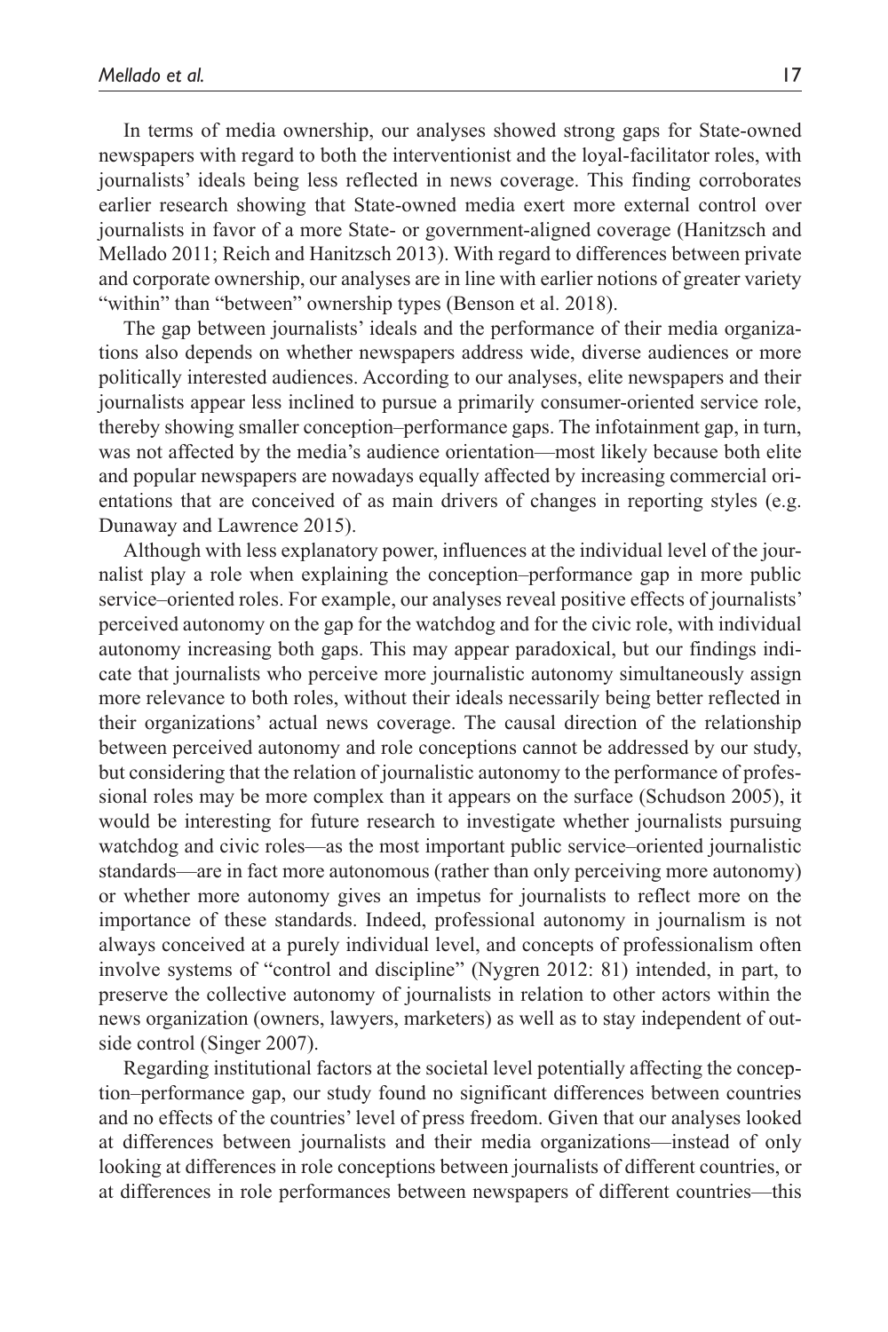In terms of media ownership, our analyses showed strong gaps for State-owned newspapers with regard to both the interventionist and the loyal-facilitator roles, with journalists' ideals being less reflected in news coverage. This finding corroborates earlier research showing that State-owned media exert more external control over journalists in favor of a more State- or government-aligned coverage (Hanitzsch and Mellado 2011; Reich and Hanitzsch 2013). With regard to differences between private and corporate ownership, our analyses are in line with earlier notions of greater variety "within" than "between" ownership types (Benson et al. 2018).

The gap between journalists' ideals and the performance of their media organizations also depends on whether newspapers address wide, diverse audiences or more politically interested audiences. According to our analyses, elite newspapers and their journalists appear less inclined to pursue a primarily consumer-oriented service role, thereby showing smaller conception–performance gaps. The infotainment gap, in turn, was not affected by the media's audience orientation—most likely because both elite and popular newspapers are nowadays equally affected by increasing commercial orientations that are conceived of as main drivers of changes in reporting styles (e.g. Dunaway and Lawrence 2015).

Although with less explanatory power, influences at the individual level of the journalist play a role when explaining the conception–performance gap in more public service–oriented roles. For example, our analyses reveal positive effects of journalists' perceived autonomy on the gap for the watchdog and for the civic role, with individual autonomy increasing both gaps. This may appear paradoxical, but our findings indicate that journalists who perceive more journalistic autonomy simultaneously assign more relevance to both roles, without their ideals necessarily being better reflected in their organizations' actual news coverage. The causal direction of the relationship between perceived autonomy and role conceptions cannot be addressed by our study, but considering that the relation of journalistic autonomy to the performance of professional roles may be more complex than it appears on the surface (Schudson 2005), it would be interesting for future research to investigate whether journalists pursuing watchdog and civic roles—as the most important public service–oriented journalistic standards—are in fact more autonomous (rather than only perceiving more autonomy) or whether more autonomy gives an impetus for journalists to reflect more on the importance of these standards. Indeed, professional autonomy in journalism is not always conceived at a purely individual level, and concepts of professionalism often involve systems of "control and discipline" (Nygren 2012: 81) intended, in part, to preserve the collective autonomy of journalists in relation to other actors within the news organization (owners, lawyers, marketers) as well as to stay independent of outside control (Singer 2007).

Regarding institutional factors at the societal level potentially affecting the conception–performance gap, our study found no significant differences between countries and no effects of the countries' level of press freedom. Given that our analyses looked at differences between journalists and their media organizations—instead of only looking at differences in role conceptions between journalists of different countries, or at differences in role performances between newspapers of different countries—this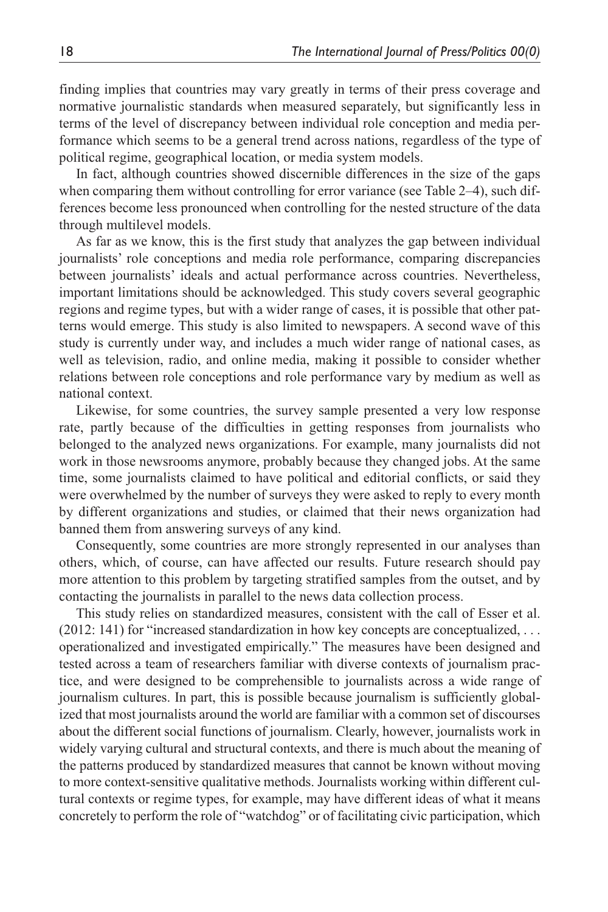finding implies that countries may vary greatly in terms of their press coverage and normative journalistic standards when measured separately, but significantly less in terms of the level of discrepancy between individual role conception and media performance which seems to be a general trend across nations, regardless of the type of political regime, geographical location, or media system models.

In fact, although countries showed discernible differences in the size of the gaps when comparing them without controlling for error variance (see Table 2–4), such differences become less pronounced when controlling for the nested structure of the data through multilevel models.

As far as we know, this is the first study that analyzes the gap between individual journalists' role conceptions and media role performance, comparing discrepancies between journalists' ideals and actual performance across countries. Nevertheless, important limitations should be acknowledged. This study covers several geographic regions and regime types, but with a wider range of cases, it is possible that other patterns would emerge. This study is also limited to newspapers. A second wave of this study is currently under way, and includes a much wider range of national cases, as well as television, radio, and online media, making it possible to consider whether relations between role conceptions and role performance vary by medium as well as national context.

Likewise, for some countries, the survey sample presented a very low response rate, partly because of the difficulties in getting responses from journalists who belonged to the analyzed news organizations. For example, many journalists did not work in those newsrooms anymore, probably because they changed jobs. At the same time, some journalists claimed to have political and editorial conflicts, or said they were overwhelmed by the number of surveys they were asked to reply to every month by different organizations and studies, or claimed that their news organization had banned them from answering surveys of any kind.

Consequently, some countries are more strongly represented in our analyses than others, which, of course, can have affected our results. Future research should pay more attention to this problem by targeting stratified samples from the outset, and by contacting the journalists in parallel to the news data collection process.

This study relies on standardized measures, consistent with the call of Esser et al. (2012: 141) for "increased standardization in how key concepts are conceptualized, . . . operationalized and investigated empirically." The measures have been designed and tested across a team of researchers familiar with diverse contexts of journalism practice, and were designed to be comprehensible to journalists across a wide range of journalism cultures. In part, this is possible because journalism is sufficiently globalized that most journalists around the world are familiar with a common set of discourses about the different social functions of journalism. Clearly, however, journalists work in widely varying cultural and structural contexts, and there is much about the meaning of the patterns produced by standardized measures that cannot be known without moving to more context-sensitive qualitative methods. Journalists working within different cultural contexts or regime types, for example, may have different ideas of what it means concretely to perform the role of "watchdog" or of facilitating civic participation, which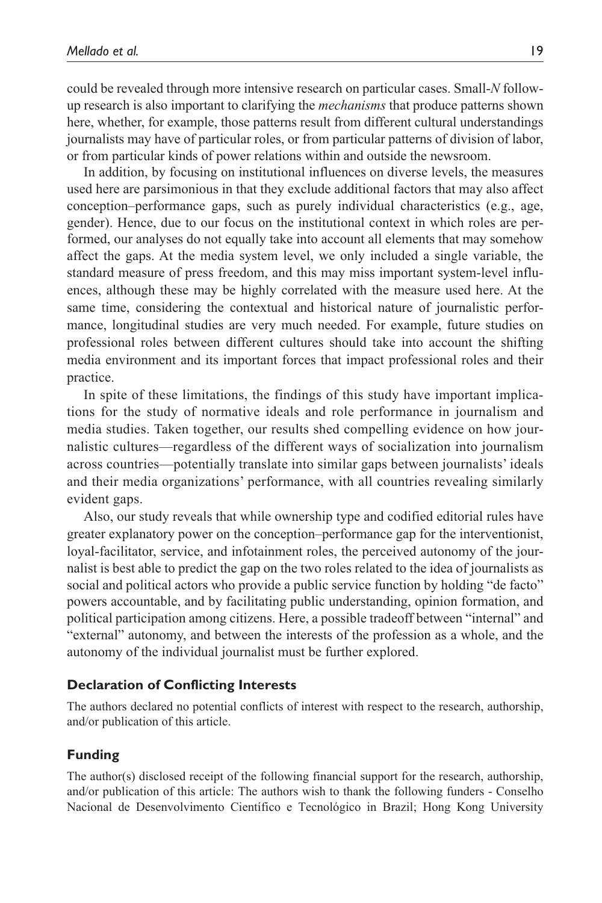could be revealed through more intensive research on particular cases. Small-*N* follow-up research is also important to clarifying the *mechanisms* that produce patterns shown here, whether, for example, those patterns result from different cultural understandings journalists may have of particular roles, or from particular patterns of division of labor, or from particular kinds of power relations within and outside the newsroom.

In addition, by focusing on institutional influences on diverse levels, the measures used here are parsimonious in that they exclude additional factors that may also affect conception–performance gaps, such as purely individual characteristics (e.g., age, gender). Hence, due to our focus on the institutional context in which roles are performed, our analyses do not equally take into account all elements that may somehow affect the gaps. At the media system level, we only included a single variable, the standard measure of press freedom, and this may miss important system-level influences, although these may be highly correlated with the measure used here. At the same time, considering the contextual and historical nature of journalistic performance, longitudinal studies are very much needed. For example, future studies on professional roles between different cultures should take into account the shifting media environment and its important forces that impact professional roles and their practice.

In spite of these limitations, the findings of this study have important implications for the study of normative ideals and role performance in journalism and media studies. Taken together, our results shed compelling evidence on how journalistic cultures—regardless of the different ways of socialization into journalism across countries—potentially translate into similar gaps between journalists' ideals and their media organizations' performance, with all countries revealing similarly evident gaps.

Also, our study reveals that while ownership type and codified editorial rules have greater explanatory power on the conception–performance gap for the interventionist, loyal-facilitator, service, and infotainment roles, the perceived autonomy of the journalist is best able to predict the gap on the two roles related to the idea of journalists as social and political actors who provide a public service function by holding "de facto" powers accountable, and by facilitating public understanding, opinion formation, and political participation among citizens. Here, a possible tradeoff between "internal" and "external" autonomy, and between the interests of the profession as a whole, and the autonomy of the individual journalist must be further explored.

### Declaration of Conflicting Interests

The authors declared no potential conflicts of interest with respect to the research, authorship, and/or publication of this article.

### Funding

The author(s) disclosed receipt of the following financial support for the research, authorship, and/or publication of this article: The authors wish to thank the following funders - Conselho Nacional de Desenvolvimento Científico e Tecnológico in Brazil; Hong Kong University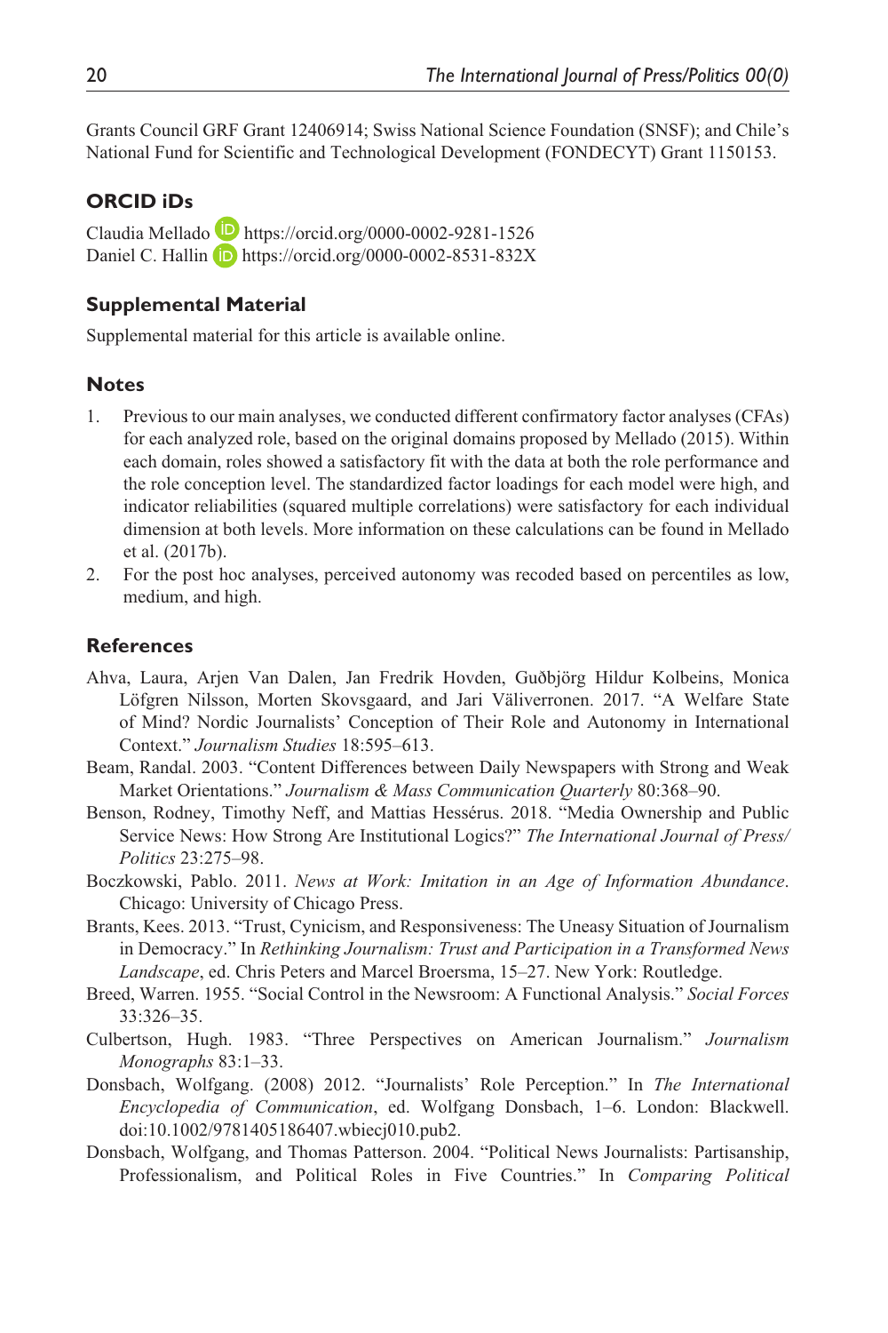Grants Council GRF Grant 12406914; Swiss National Science Foundation (SNSF); and Chile's National Fund for Scientific and Technological Development (FONDECYT) Grant 1150153.

## ORCID iDs

Claudia Mellado https://orcid.org/0000-0002-9281-1526
Daniel C. Hallin https://orcid.org/0000-0002-8531-832X

## Supplemental Material

Supplemental material for this article is available online.

## Notes

1. Previous to our main analyses, we conducted different confirmatory factor analyses (CFAs) for each analyzed role, based on the original domains proposed by Mellado (2015). Within each domain, roles showed a satisfactory fit with the data at both the role performance and the role conception level. The standardized factor loadings for each model were high, and indicator reliabilities (squared multiple correlations) were satisfactory for each individual dimension at both levels. More information on these calculations can be found in Mellado et al. (2017b).
2. For the post hoc analyses, perceived autonomy was recoded based on percentiles as low, medium, and high.

## References

Ahva, Laura, Arjen Van Dalen, Jan Fredrik Hovden, Guðbjörg Hildur Kolbeins, Monica Löfgren Nilsson, Morten Skovsgaard, and Jari Väliverronen. 2017. "A Welfare State of Mind? Nordic Journalists' Conception of Their Role and Autonomy in International Context." *Journalism Studies* 18:595–613.

Beam, Randal. 2003. "Content Differences between Daily Newspapers with Strong and Weak Market Orientations." *Journalism & Mass Communication Quarterly* 80:368–90.

Benson, Rodney, Timothy Neff, and Mattias Hessérus. 2018. "Media Ownership and Public Service News: How Strong Are Institutional Logics?" *The International Journal of Press/Politics* 23:275–98.

Boczkowski, Pablo. 2011. *News at Work: Imitation in an Age of Information Abundance*. Chicago: University of Chicago Press.

Brants, Kees. 2013. "Trust, Cynicism, and Responsiveness: The Uneasy Situation of Journalism in Democracy." In *Rethinking Journalism: Trust and Participation in a Transformed News Landscape*, ed. Chris Peters and Marcel Broersma, 15–27. New York: Routledge.

Breed, Warren. 1955. "Social Control in the Newsroom: A Functional Analysis." *Social Forces* 33:326–35.

Culbertson, Hugh. 1983. "Three Perspectives on American Journalism." *Journalism Monographs* 83:1–33.

Donsbach, Wolfgang. (2008) 2012. "Journalists' Role Perception." In *The International Encyclopedia of Communication*, ed. Wolfgang Donsbach, 1–6. London: Blackwell. doi:10.1002/9781405186407.wbiecj010.pub2.

Donsbach, Wolfgang, and Thomas Patterson. 2004. "Political News Journalists: Partisanship, Professionalism, and Political Roles in Five Countries." In *Comparing Political*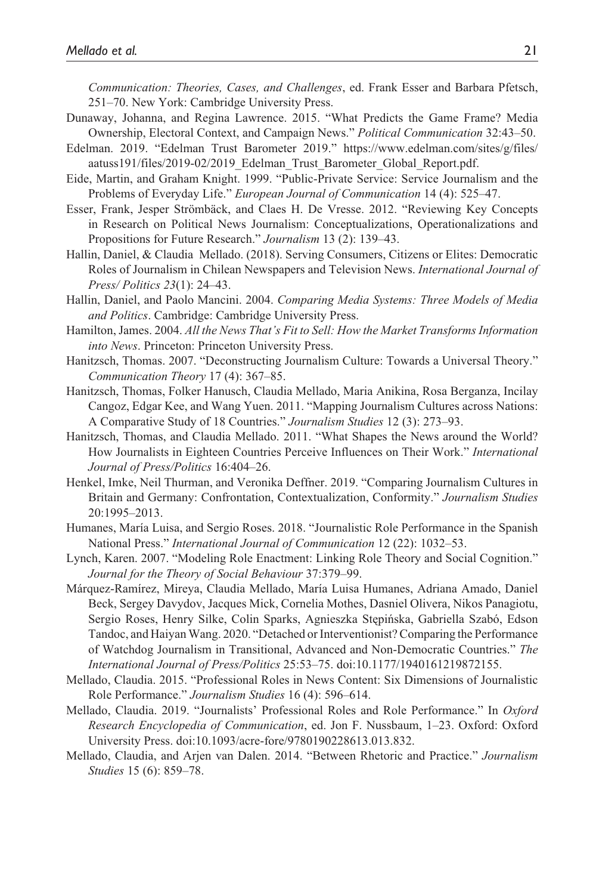*Communication: Theories, Cases, and Challenges*, ed. Frank Esser and Barbara Pfetsch, 251–70. New York: Cambridge University Press.

Dunaway, Johanna, and Regina Lawrence. 2015. "What Predicts the Game Frame? Media Ownership, Electoral Context, and Campaign News." *Political Communication* 32:43–50.

Edelman. 2019. "Edelman Trust Barometer 2019." https://www.edelman.com/sites/g/files/aatuss191/files/2019-02/2019_Edelman_Trust_Barometer_Global_Report.pdf.

Eide, Martin, and Graham Knight. 1999. "Public-Private Service: Service Journalism and the Problems of Everyday Life." *European Journal of Communication* 14 (4): 525–47.

Esser, Frank, Jesper Strömbäck, and Claes H. De Vresse. 2012. "Reviewing Key Concepts in Research on Political News Journalism: Conceptualizations, Operationalizations and Propositions for Future Research." *Journalism* 13 (2): 139–43.

Hallin, Daniel, & Claudia Mellado. (2018). Serving Consumers, Citizens or Elites: Democratic Roles of Journalism in Chilean Newspapers and Television News. *International Journal of Press/ Politics 23*(1): 24–43.

Hallin, Daniel, and Paolo Mancini. 2004. *Comparing Media Systems: Three Models of Media and Politics*. Cambridge: Cambridge University Press.

Hamilton, James. 2004. *All the News That's Fit to Sell: How the Market Transforms Information into News*. Princeton: Princeton University Press.

Hanitzsch, Thomas. 2007. "Deconstructing Journalism Culture: Towards a Universal Theory." *Communication Theory* 17 (4): 367–85.

Hanitzsch, Thomas, Folker Hanusch, Claudia Mellado, Maria Anikina, Rosa Berganza, Incilay Cangoz, Edgar Kee, and Wang Yuen. 2011. "Mapping Journalism Cultures across Nations: A Comparative Study of 18 Countries." *Journalism Studies* 12 (3): 273–93.

Hanitzsch, Thomas, and Claudia Mellado. 2011. "What Shapes the News around the World? How Journalists in Eighteen Countries Perceive Influences on Their Work." *International Journal of Press/Politics* 16:404–26.

Henkel, Imke, Neil Thurman, and Veronika Deffner. 2019. "Comparing Journalism Cultures in Britain and Germany: Confrontation, Contextualization, Conformity." *Journalism Studies* 20:1995–2013.

Humanes, María Luisa, and Sergio Roses. 2018. "Journalistic Role Performance in the Spanish National Press." *International Journal of Communication* 12 (22): 1032–53.

Lynch, Karen. 2007. "Modeling Role Enactment: Linking Role Theory and Social Cognition." *Journal for the Theory of Social Behaviour* 37:379–99.

Márquez-Ramírez, Mireya, Claudia Mellado, María Luisa Humanes, Adriana Amado, Daniel Beck, Sergey Davydov, Jacques Mick, Cornelia Mothes, Dasniel Olivera, Nikos Panagiotu, Sergio Roses, Henry Silke, Colin Sparks, Agnieszka Stępińska, Gabriella Szabó, Edson Tandoc, and Haiyan Wang. 2020. "Detached or Interventionist? Comparing the Performance of Watchdog Journalism in Transitional, Advanced and Non-Democratic Countries." *The International Journal of Press/Politics* 25:53–75. doi:10.1177/1940161219872155.

Mellado, Claudia. 2015. "Professional Roles in News Content: Six Dimensions of Journalistic Role Performance." *Journalism Studies* 16 (4): 596–614.

Mellado, Claudia. 2019. "Journalists' Professional Roles and Role Performance." In *Oxford Research Encyclopedia of Communication*, ed. Jon F. Nussbaum, 1–23. Oxford: Oxford University Press. doi:10.1093/acre-fore/9780190228613.013.832.

Mellado, Claudia, and Arjen van Dalen. 2014. "Between Rhetoric and Practice." *Journalism Studies* 15 (6): 859–78.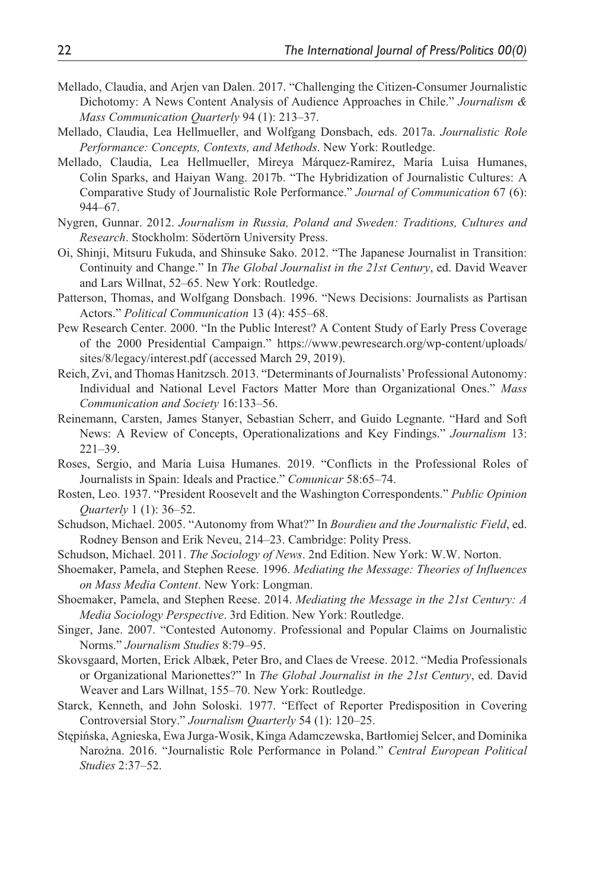Mellado, Claudia, and Arjen van Dalen. 2017. "Challenging the Citizen-Consumer Journalistic Dichotomy: A News Content Analysis of Audience Approaches in Chile." *Journalism & Mass Communication Quarterly* 94 (1): 213–37.

Mellado, Claudia, Lea Hellmueller, and Wolfgang Donsbach, eds. 2017a. *Journalistic Role Performance: Concepts, Contexts, and Methods*. New York: Routledge.

Mellado, Claudia, Lea Hellmueller, Mireya Márquez-Ramírez, María Luisa Humanes, Colin Sparks, and Haiyan Wang. 2017b. "The Hybridization of Journalistic Cultures: A Comparative Study of Journalistic Role Performance." *Journal of Communication* 67 (6): 944–67.

Nygren, Gunnar. 2012. *Journalism in Russia, Poland and Sweden: Traditions, Cultures and Research*. Stockholm: Södertörn University Press.

Oi, Shinji, Mitsuru Fukuda, and Shinsuke Sako. 2012. "The Japanese Journalist in Transition: Continuity and Change." In *The Global Journalist in the 21st Century*, ed. David Weaver and Lars Willnat, 52–65. New York: Routledge.

Patterson, Thomas, and Wolfgang Donsbach. 1996. "News Decisions: Journalists as Partisan Actors." *Political Communication* 13 (4): 455–68.

Pew Research Center. 2000. "In the Public Interest? A Content Study of Early Press Coverage of the 2000 Presidential Campaign." https://www.pewresearch.org/wp-content/uploads/sites/8/legacy/interest.pdf (accessed March 29, 2019).

Reich, Zvi, and Thomas Hanitzsch. 2013. "Determinants of Journalists' Professional Autonomy: Individual and National Level Factors Matter More than Organizational Ones." *Mass Communication and Society* 16:133–56.

Reinemann, Carsten, James Stanyer, Sebastian Scherr, and Guido Legnante. "Hard and Soft News: A Review of Concepts, Operationalizations and Key Findings." *Journalism* 13: 221–39.

Roses, Sergio, and María Luisa Humanes. 2019. "Conflicts in the Professional Roles of Journalists in Spain: Ideals and Practice." *Comunicar* 58:65–74.

Rosten, Leo. 1937. "President Roosevelt and the Washington Correspondents." *Public Opinion Quarterly* 1 (1): 36–52.

Schudson, Michael. 2005. "Autonomy from What?" In *Bourdieu and the Journalistic Field*, ed. Rodney Benson and Erik Neveu, 214–23. Cambridge: Polity Press.

Schudson, Michael. 2011. *The Sociology of News*. 2nd Edition. New York: W.W. Norton.

Shoemaker, Pamela, and Stephen Reese. 1996. *Mediating the Message: Theories of Influences on Mass Media Content*. New York: Longman.

Shoemaker, Pamela, and Stephen Reese. 2014. *Mediating the Message in the 21st Century: A Media Sociology Perspective*. 3rd Edition. New York: Routledge.

Singer, Jane. 2007. "Contested Autonomy. Professional and Popular Claims on Journalistic Norms." *Journalism Studies* 8:79–95.

Skovsgaard, Morten, Erick Albæk, Peter Bro, and Claes de Vreese. 2012. "Media Professionals or Organizational Marionettes?" In *The Global Journalist in the 21st Century*, ed. David Weaver and Lars Willnat, 155–70. New York: Routledge.

Starck, Kenneth, and John Soloski. 1977. "Effect of Reporter Predisposition in Covering Controversial Story." *Journalism Quarterly* 54 (1): 120–25.

Stępińska, Agnieska, Ewa Jurga-Wosik, Kinga Adamczewska, Bartłomiej Selcer, and Dominika Narożna. 2016. "Journalistic Role Performance in Poland." *Central European Political Studies* 2:37–52.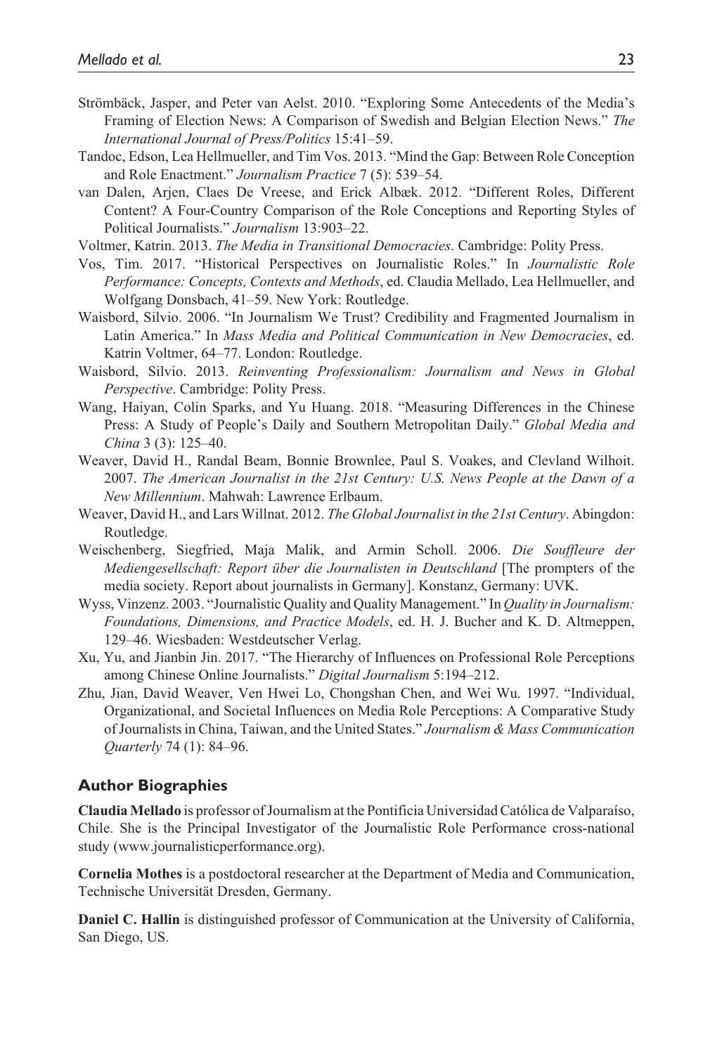Strömbäck, Jasper, and Peter van Aelst. 2010. "Exploring Some Antecedents of the Media's Framing of Election News: A Comparison of Swedish and Belgian Election News." *The International Journal of Press/Politics* 15:41–59.

Tandoc, Edson, Lea Hellmueller, and Tim Vos. 2013. "Mind the Gap: Between Role Conception and Role Enactment." *Journalism Practice* 7 (5): 539–54.

van Dalen, Arjen, Claes De Vreese, and Erick Albæk. 2012. "Different Roles, Different Content? A Four-Country Comparison of the Role Conceptions and Reporting Styles of Political Journalists." *Journalism* 13:903–22.

Voltmer, Katrin. 2013. *The Media in Transitional Democracies*. Cambridge: Polity Press.

Vos, Tim. 2017. "Historical Perspectives on Journalistic Roles." In *Journalistic Role Performance: Concepts, Contexts and Methods*, ed. Claudia Mellado, Lea Hellmueller, and Wolfgang Donsbach, 41–59. New York: Routledge.

Waisbord, Silvio. 2006. "In Journalism We Trust? Credibility and Fragmented Journalism in Latin America." In *Mass Media and Political Communication in New Democracies*, ed. Katrin Voltmer, 64–77. London: Routledge.

Waisbord, Silvio. 2013. *Reinventing Professionalism: Journalism and News in Global Perspective*. Cambridge: Polity Press.

Wang, Haiyan, Colin Sparks, and Yu Huang. 2018. "Measuring Differences in the Chinese Press: A Study of People's Daily and Southern Metropolitan Daily." *Global Media and China* 3 (3): 125–40.

Weaver, David H., Randal Beam, Bonnie Brownlee, Paul S. Voakes, and Clevland Wilhoit. 2007. *The American Journalist in the 21st Century: U.S. News People at the Dawn of a New Millennium*. Mahwah: Lawrence Erlbaum.

Weaver, David H., and Lars Willnat. 2012. *The Global Journalist in the 21st Century*. Abingdon: Routledge.

Weischenberg, Siegfried, Maja Malik, and Armin Scholl. 2006. *Die Souffleure der Mediengesellschaft: Report über die Journalisten in Deutschland* [The prompters of the media society. Report about journalists in Germany]. Konstanz, Germany: UVK.

Wyss, Vinzenz. 2003. "Journalistic Quality and Quality Management." In *Quality in Journalism: Foundations, Dimensions, and Practice Models*, ed. H. J. Bucher and K. D. Altmeppen, 129–46. Wiesbaden: Westdeutscher Verlag.

Xu, Yu, and Jianbin Jin. 2017. "The Hierarchy of Influences on Professional Role Perceptions among Chinese Online Journalists." *Digital Journalism* 5:194–212.

Zhu, Jian, David Weaver, Ven Hwei Lo, Chongshan Chen, and Wei Wu. 1997. "Individual, Organizational, and Societal Influences on Media Role Perceptions: A Comparative Study of Journalists in China, Taiwan, and the United States." *Journalism & Mass Communication Quarterly* 74 (1): 84–96.

## Author Biographies

**Claudia Mellado** is professor of Journalism at the Pontificia Universidad Católica de Valparaíso, Chile. She is the Principal Investigator of the Journalistic Role Performance cross-national study (www.journalisticperformance.org).

**Cornelia Mothes** is a postdoctoral researcher at the Department of Media and Communication, Technische Universität Dresden, Germany.

**Daniel C. Hallin** is distinguished professor of Communication at the University of California, San Diego, US.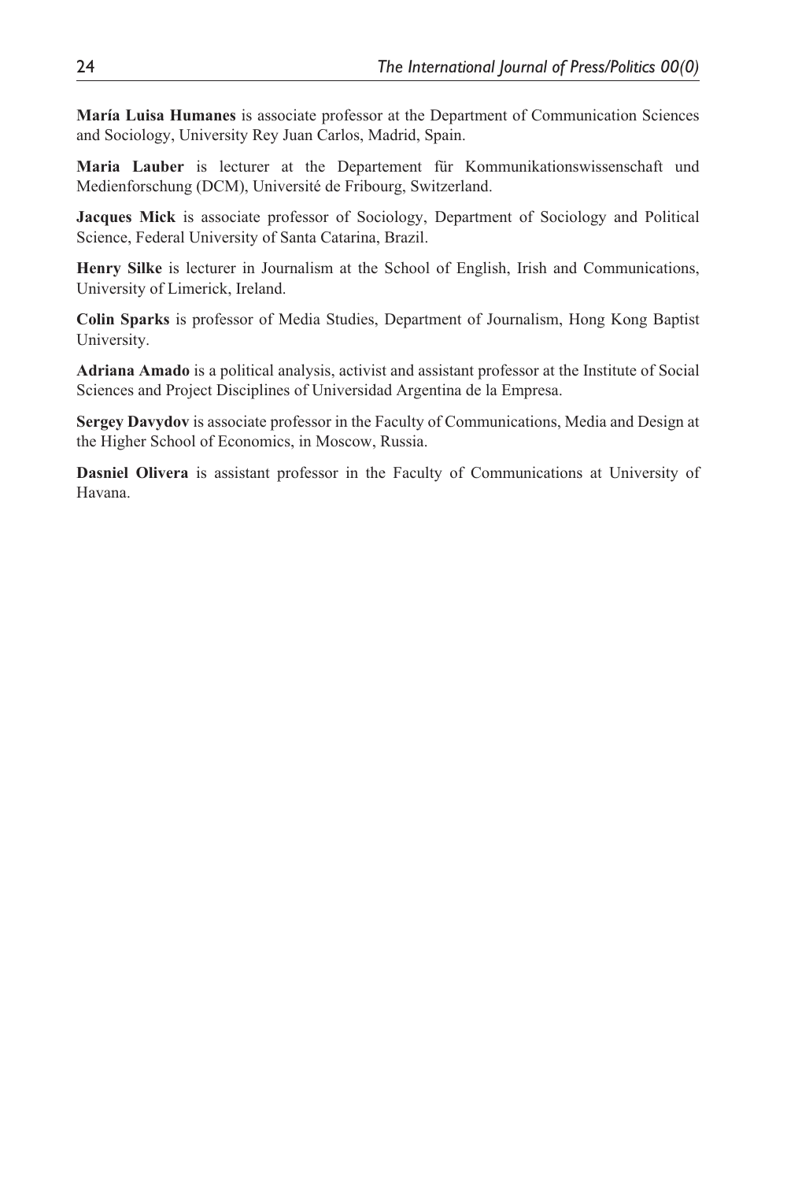**María Luisa Humanes** is associate professor at the Department of Communication Sciences and Sociology, University Rey Juan Carlos, Madrid, Spain.

**Maria Lauber** is lecturer at the Departement für Kommunikationswissenschaft und Medienforschung (DCM), Université de Fribourg, Switzerland.

**Jacques Mick** is associate professor of Sociology, Department of Sociology and Political Science, Federal University of Santa Catarina, Brazil.

**Henry Silke** is lecturer in Journalism at the School of English, Irish and Communications, University of Limerick, Ireland.

**Colin Sparks** is professor of Media Studies, Department of Journalism, Hong Kong Baptist University.

**Adriana Amado** is a political analysis, activist and assistant professor at the Institute of Social Sciences and Project Disciplines of Universidad Argentina de la Empresa.

**Sergey Davydov** is associate professor in the Faculty of Communications, Media and Design at the Higher School of Economics, in Moscow, Russia.

**Dasniel Olivera** is assistant professor in the Faculty of Communications at University of Havana.